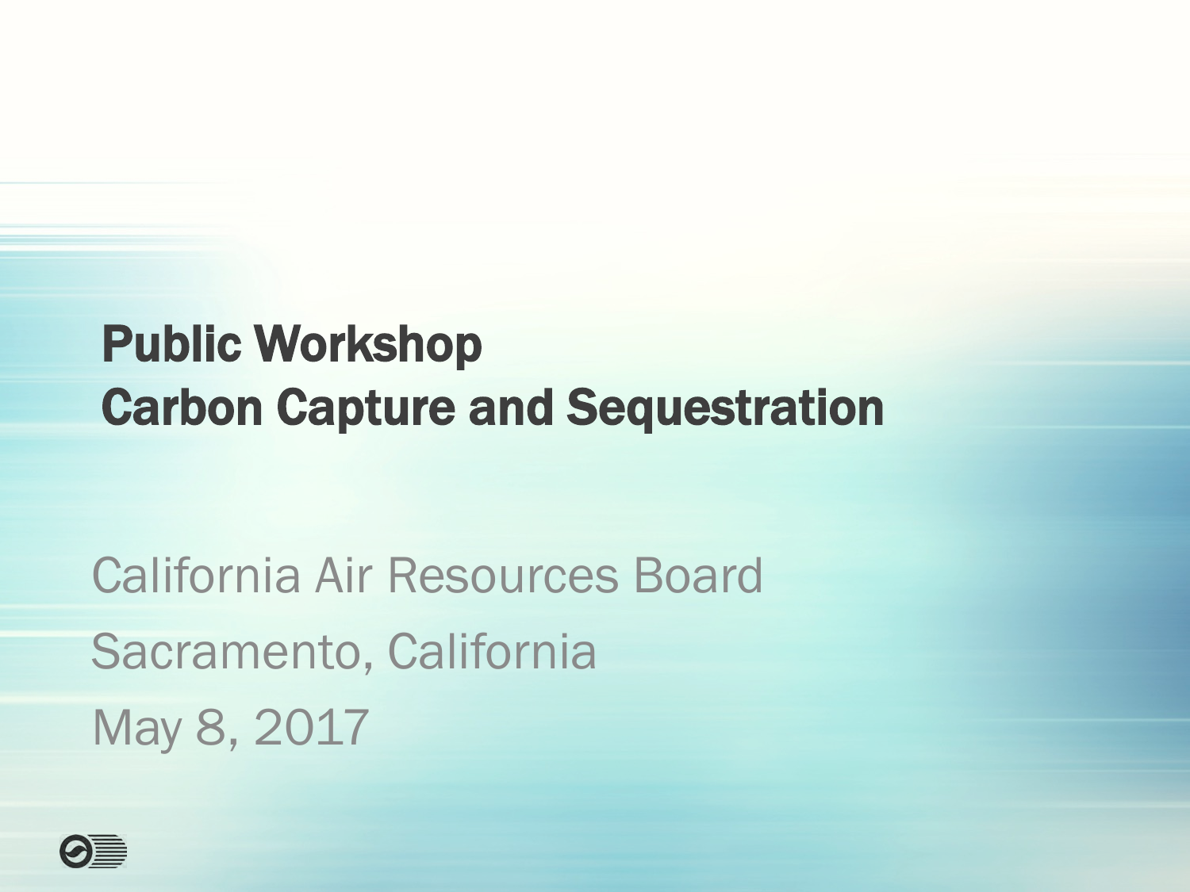# Public Workshop
# Carbon Capture and Sequestration

California Air Resources Board

Sacramento, California

May 8, 2017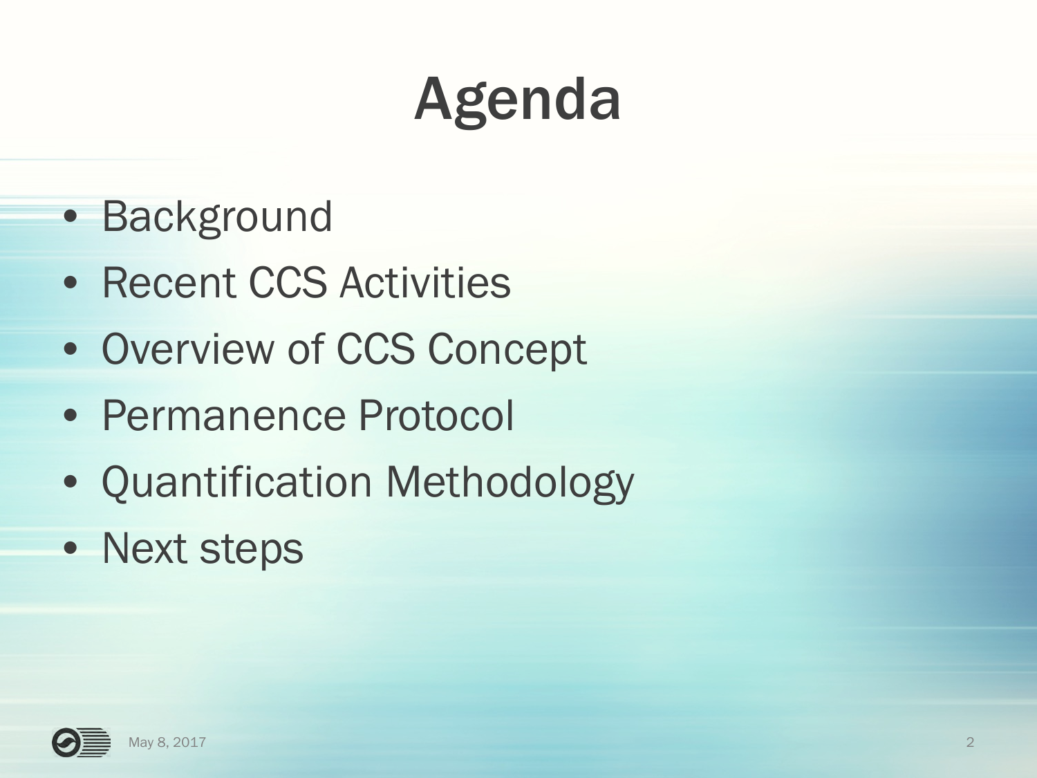# Agenda

- Background
- Recent CCS Activities
- Overview of CCS Concept
- Permanence Protocol
- Quantification Methodology
- Next steps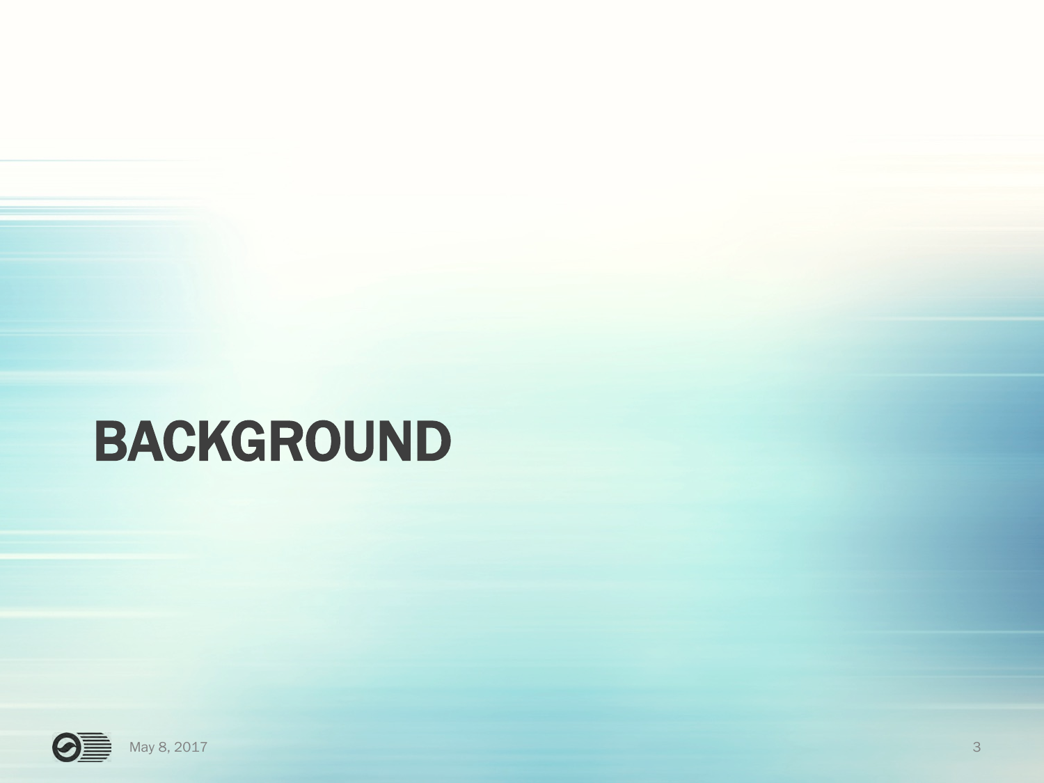# BACKGROUND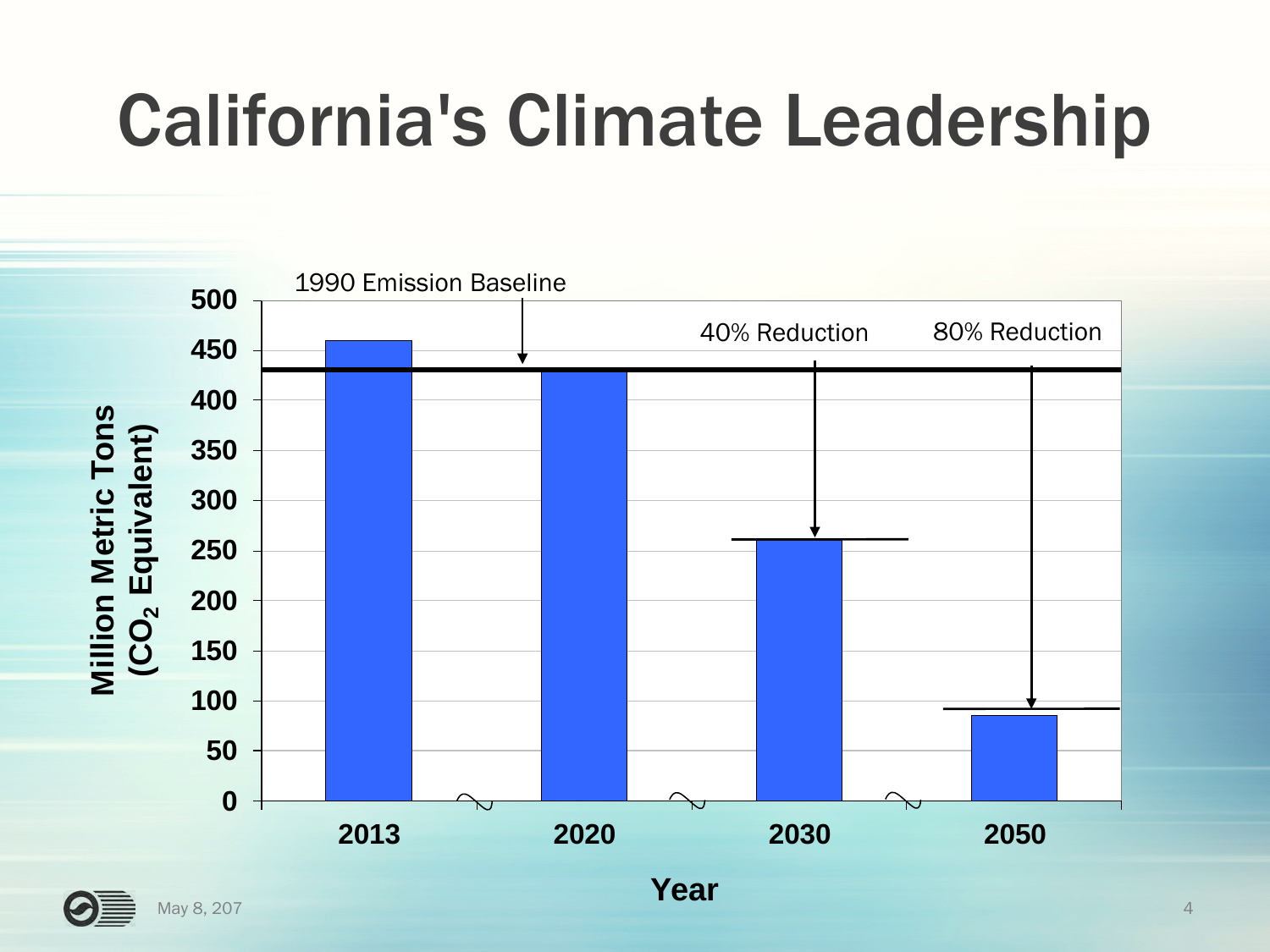# California's Climate Leadership

1990 Emission Baseline

40% Reduction

80% Reduction

Million Metric Tons ($CO_2$ Equivalent)

500
450
400
350
300
250
200
150
100
50
0

2013 2020 2030 2050

Year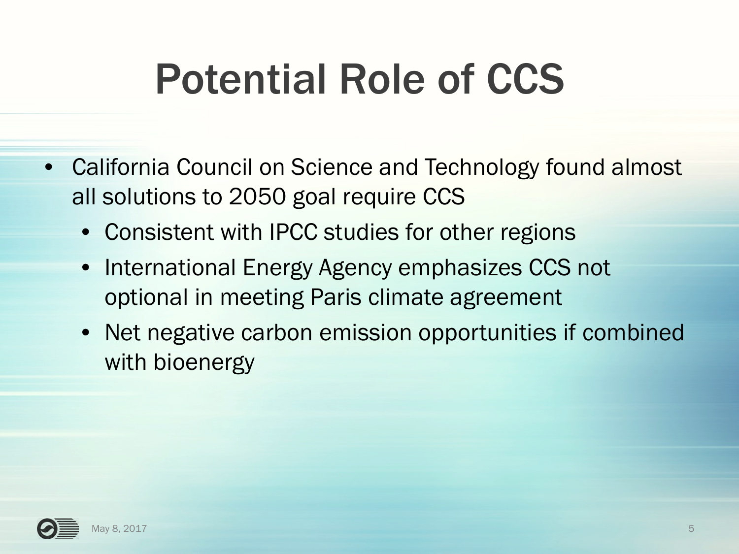# Potential Role of CCS

- California Council on Science and Technology found almost all solutions to 2050 goal require CCS
  - Consistent with IPCC studies for other regions
  - International Energy Agency emphasizes CCS not optional in meeting Paris climate agreement
  - Net negative carbon emission opportunities if combined with bioenergy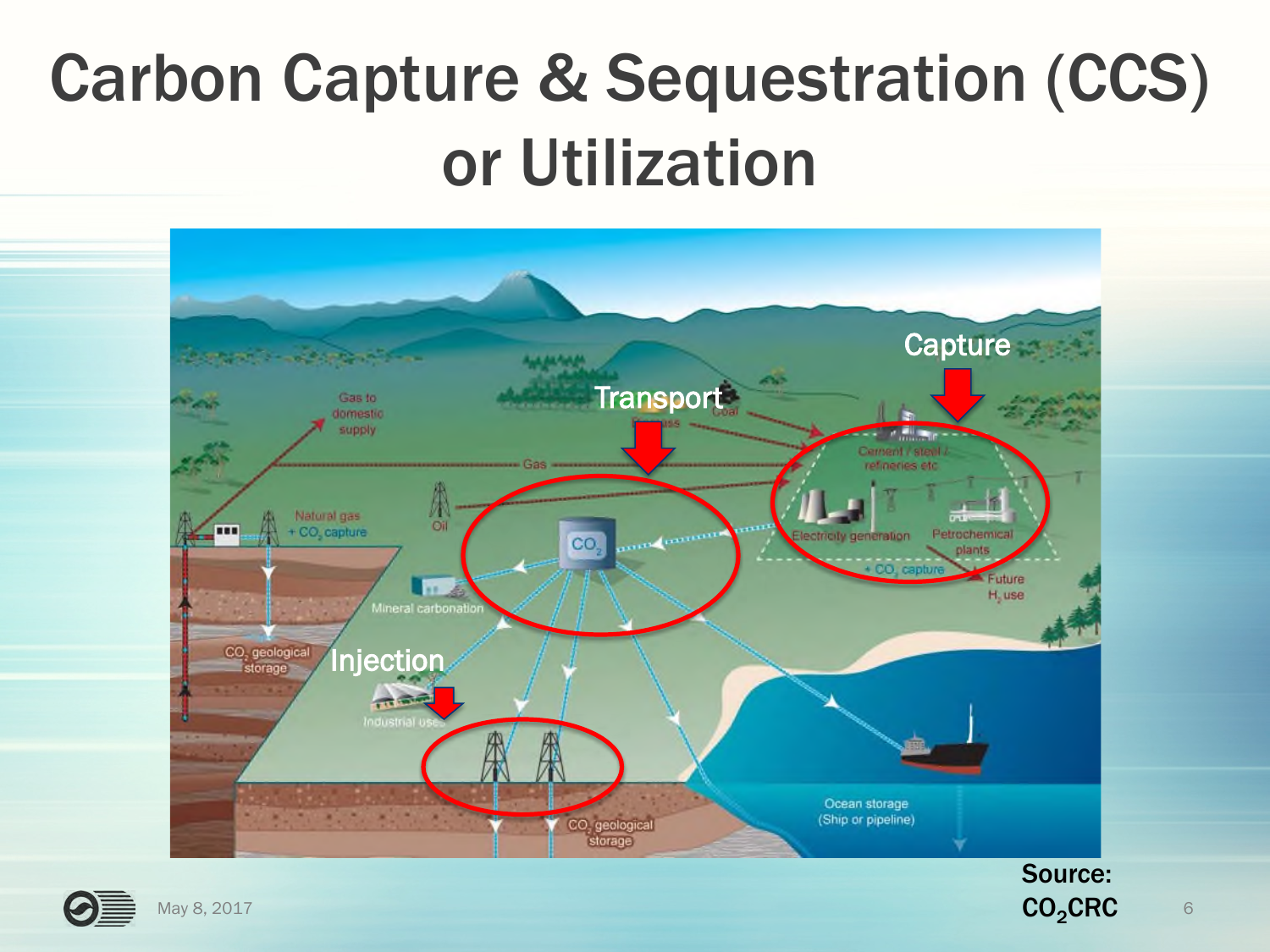# Carbon Capture & Sequestration (CCS) or Utilization

Capture

Transport

Injection

Gas to domestic supply

Gas

Biomass

Coal

Cement / steel / refineries etc

Natural gas + $CO_2$ capture

Oil

$CO_2$

Electricity generation

Petrochemical plants

+ $CO_2$ capture

Future $H_2$ use

Mineral carbonation

$CO_2$ geological storage

Industrial uses

$CO_2$ geological storage

Ocean storage (Ship or pipeline)

Source: $CO_2$CRC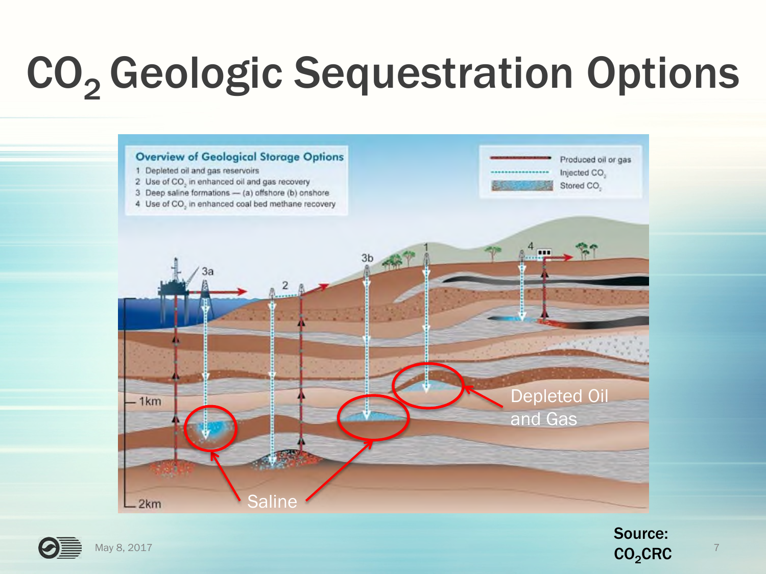# $CO_2$ Geologic Sequestration Options

**Overview of Geological Storage Options**

1. Depleted oil and gas reservoirs
2. Use of $CO_2$ in enhanced oil and gas recovery
3. Deep saline formations — (a) offshore (b) onshore
4. Use of $CO_2$ in enhanced coal bed methane recovery

Legend: Produced oil or gas; Injected $CO_2$; Stored $CO_2$

1km

2km

Saline

Depleted Oil and Gas

**Source: $CO_2$CRC**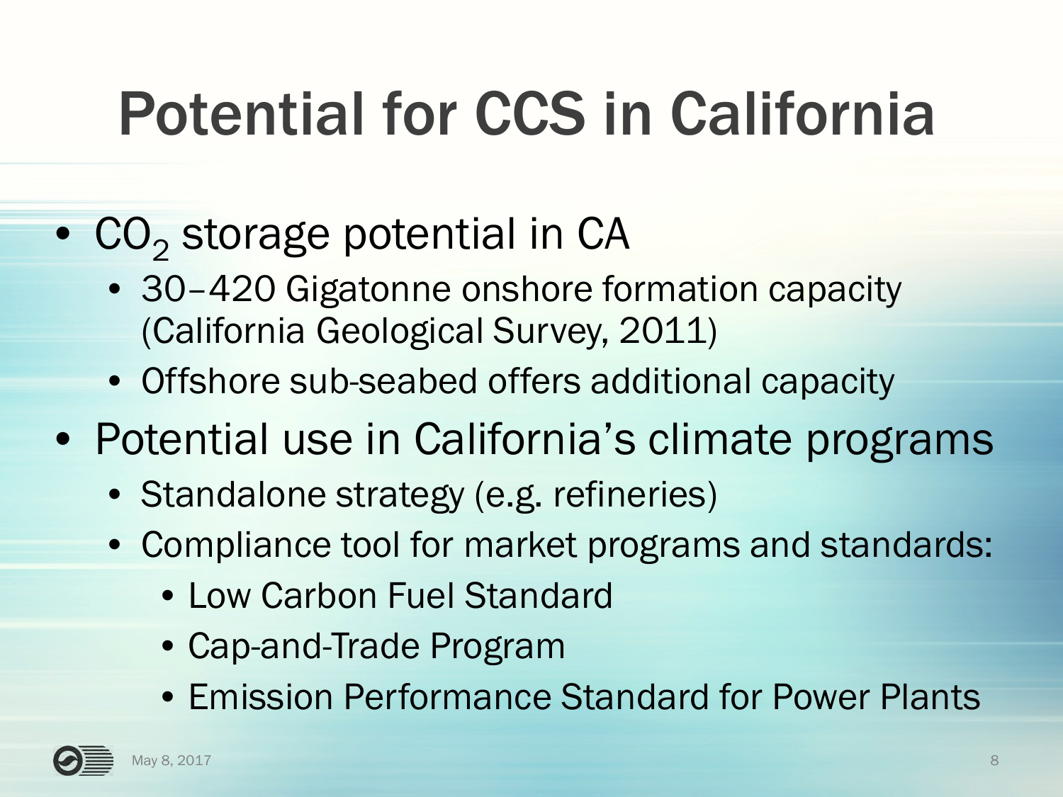# Potential for CCS in California

- $CO_2$ storage potential in CA
  - 30–420 Gigatonne onshore formation capacity (California Geological Survey, 2011)
  - Offshore sub-seabed offers additional capacity
- Potential use in California's climate programs
  - Standalone strategy (e.g. refineries)
  - Compliance tool for market programs and standards:
    - Low Carbon Fuel Standard
    - Cap-and-Trade Program
    - Emission Performance Standard for Power Plants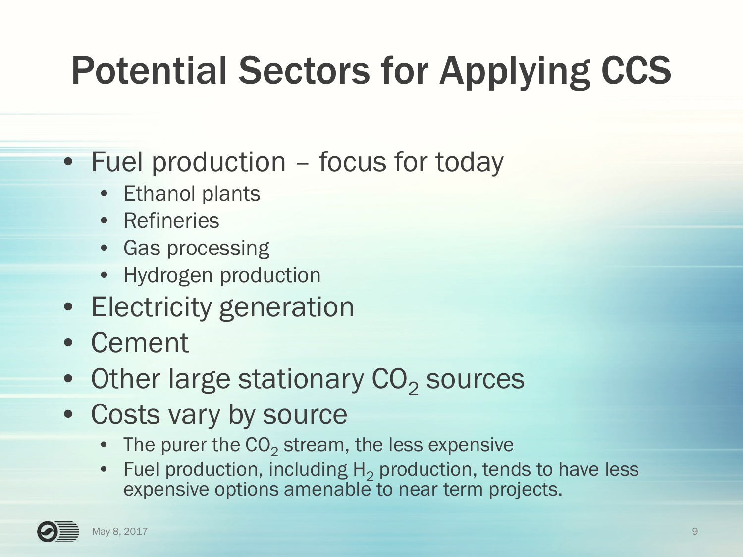# Potential Sectors for Applying CCS

- Fuel production – focus for today
  - Ethanol plants
  - Refineries
  - Gas processing
  - Hydrogen production
- Electricity generation
- Cement
- Other large stationary $CO_2$ sources
- Costs vary by source
  - The purer the $CO_2$ stream, the less expensive
  - Fuel production, including $H_2$ production, tends to have less expensive options amenable to near term projects.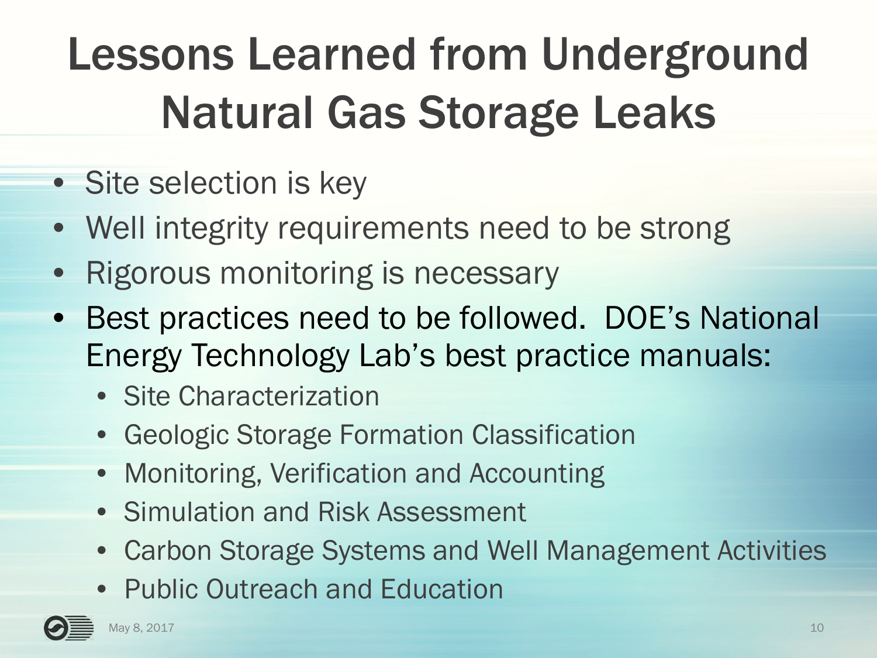# Lessons Learned from Underground Natural Gas Storage Leaks

- Site selection is key
- Well integrity requirements need to be strong
- Rigorous monitoring is necessary
- Best practices need to be followed. DOE's National Energy Technology Lab's best practice manuals:
  - Site Characterization
  - Geologic Storage Formation Classification
  - Monitoring, Verification and Accounting
  - Simulation and Risk Assessment
  - Carbon Storage Systems and Well Management Activities
  - Public Outreach and Education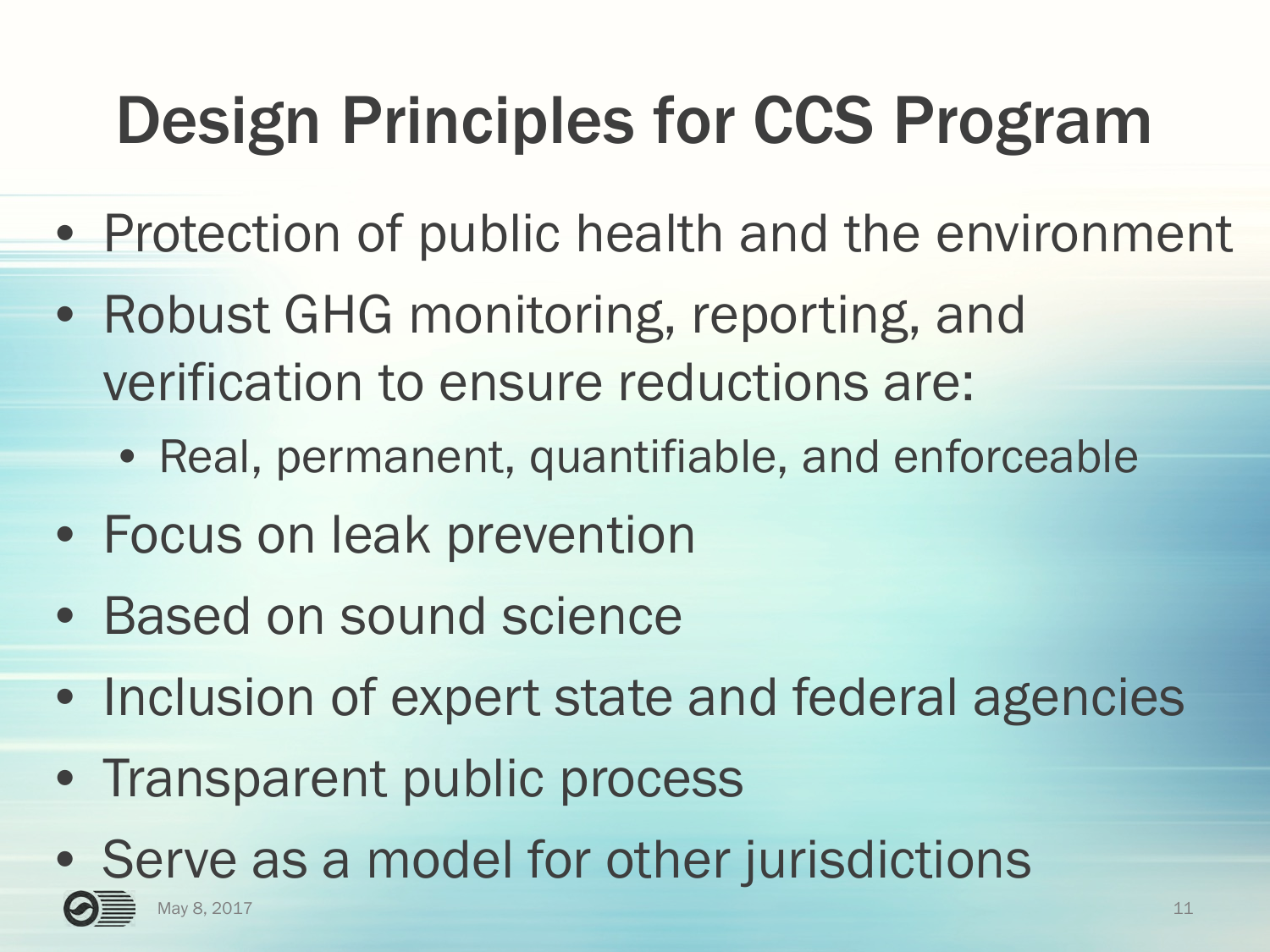# Design Principles for CCS Program

- Protection of public health and the environment
- Robust GHG monitoring, reporting, and verification to ensure reductions are:
  - Real, permanent, quantifiable, and enforceable
- Focus on leak prevention
- Based on sound science
- Inclusion of expert state and federal agencies
- Transparent public process
- Serve as a model for other jurisdictions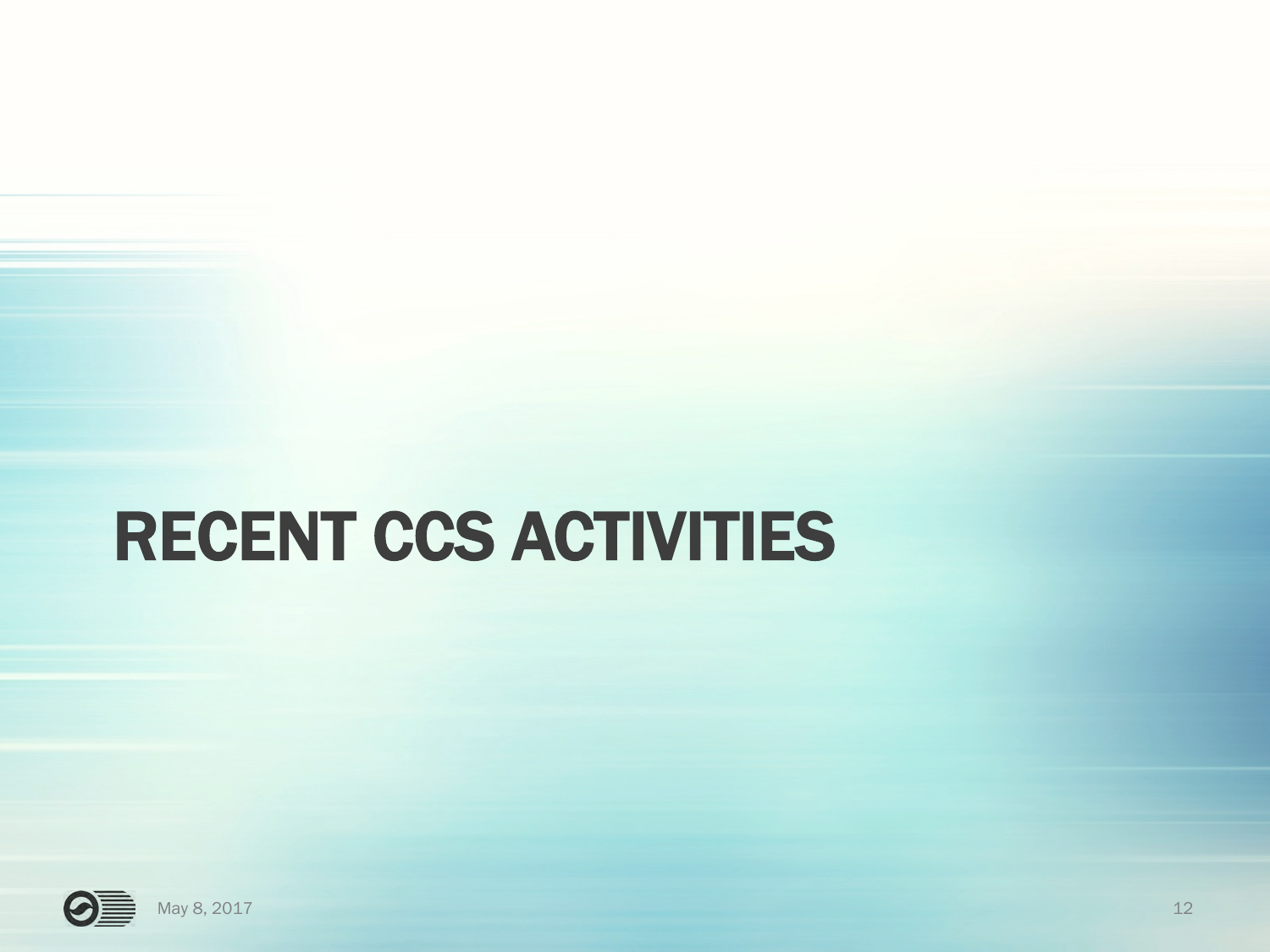# RECENT CCS ACTIVITIES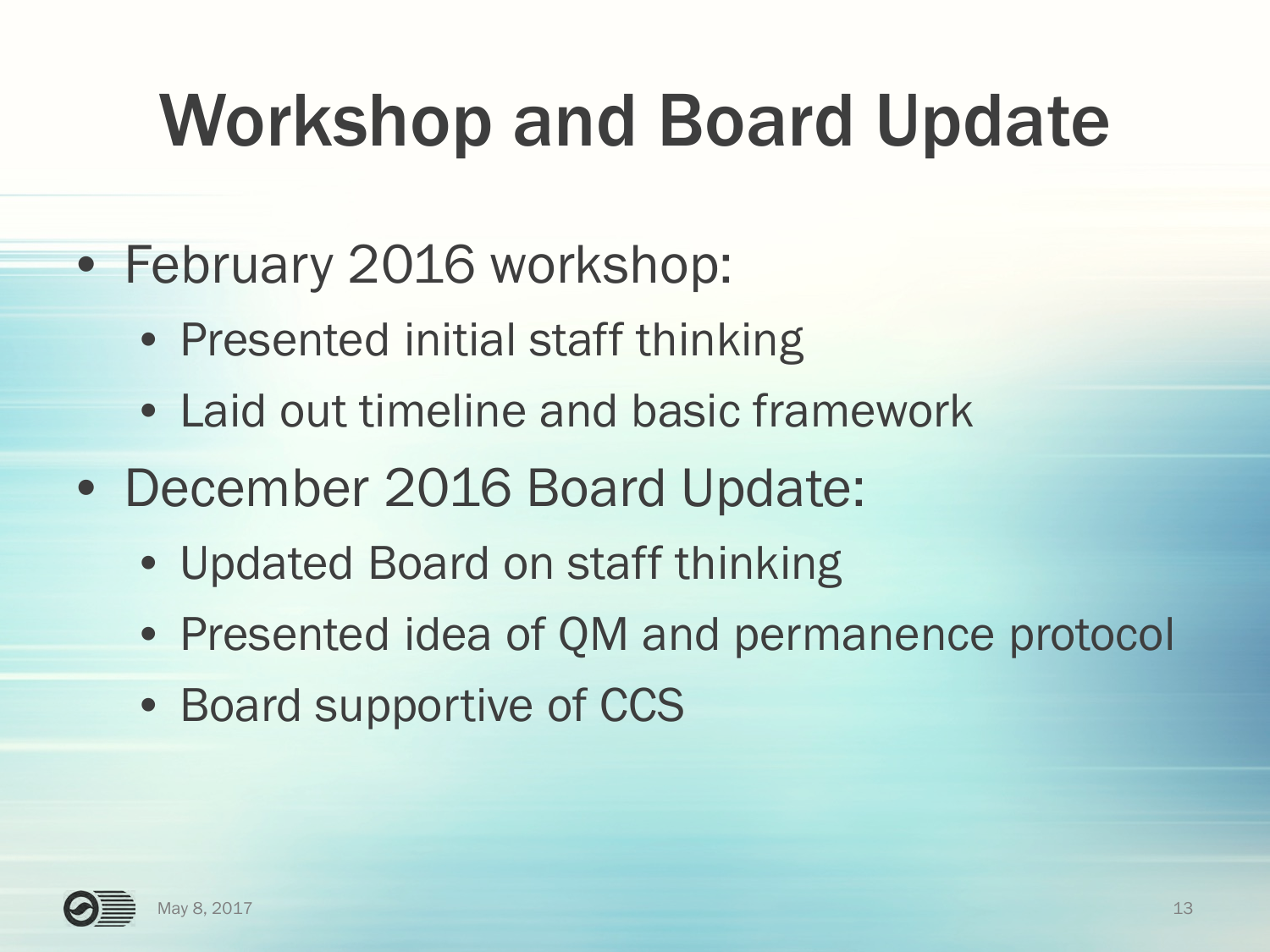# Workshop and Board Update

- February 2016 workshop:
  - Presented initial staff thinking
  - Laid out timeline and basic framework
- December 2016 Board Update:
  - Updated Board on staff thinking
  - Presented idea of QM and permanence protocol
  - Board supportive of CCS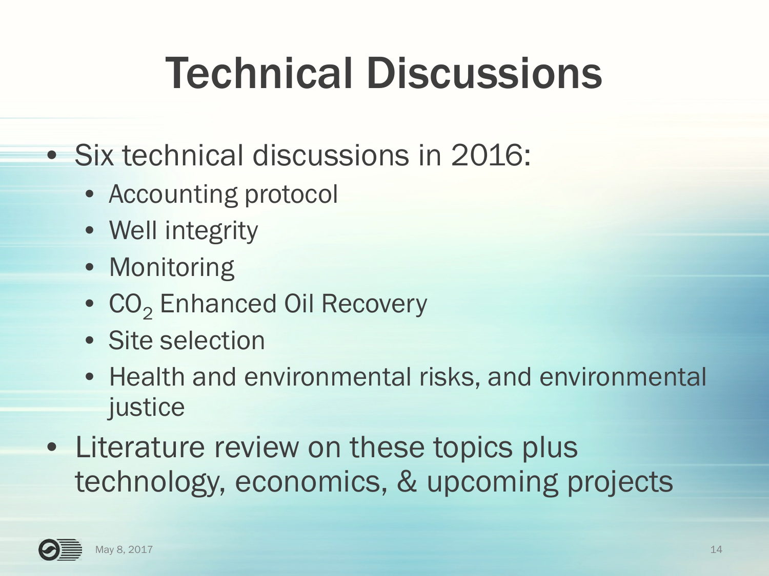# Technical Discussions

- Six technical discussions in 2016:
  - Accounting protocol
  - Well integrity
  - Monitoring
  - $CO_2$ Enhanced Oil Recovery
  - Site selection
  - Health and environmental risks, and environmental justice
- Literature review on these topics plus technology, economics, & upcoming projects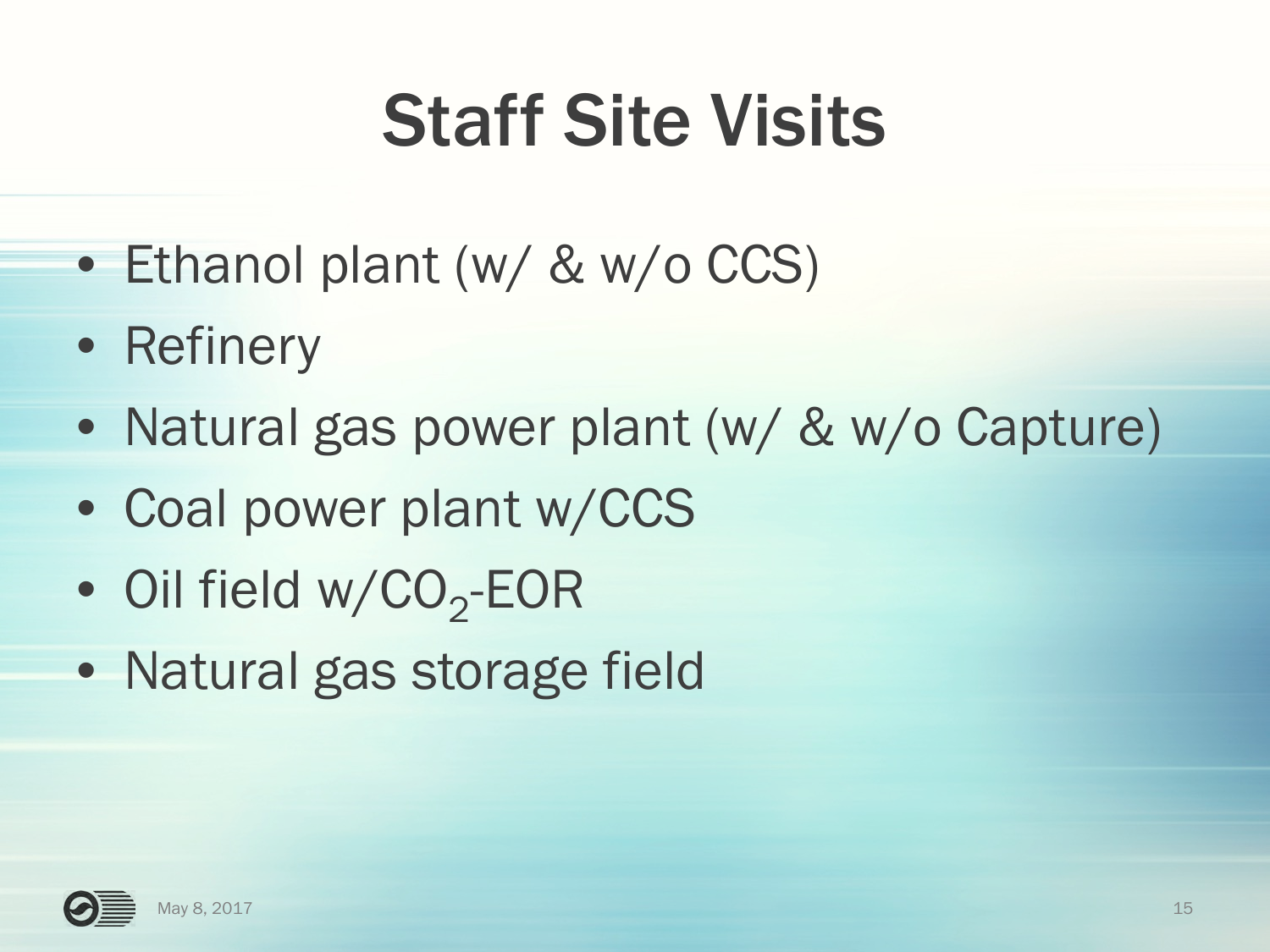# Staff Site Visits

- Ethanol plant (w/ & w/o CCS)
- Refinery
- Natural gas power plant (w/ & w/o Capture)
- Coal power plant w/CCS
- Oil field w/$CO_2$-EOR
- Natural gas storage field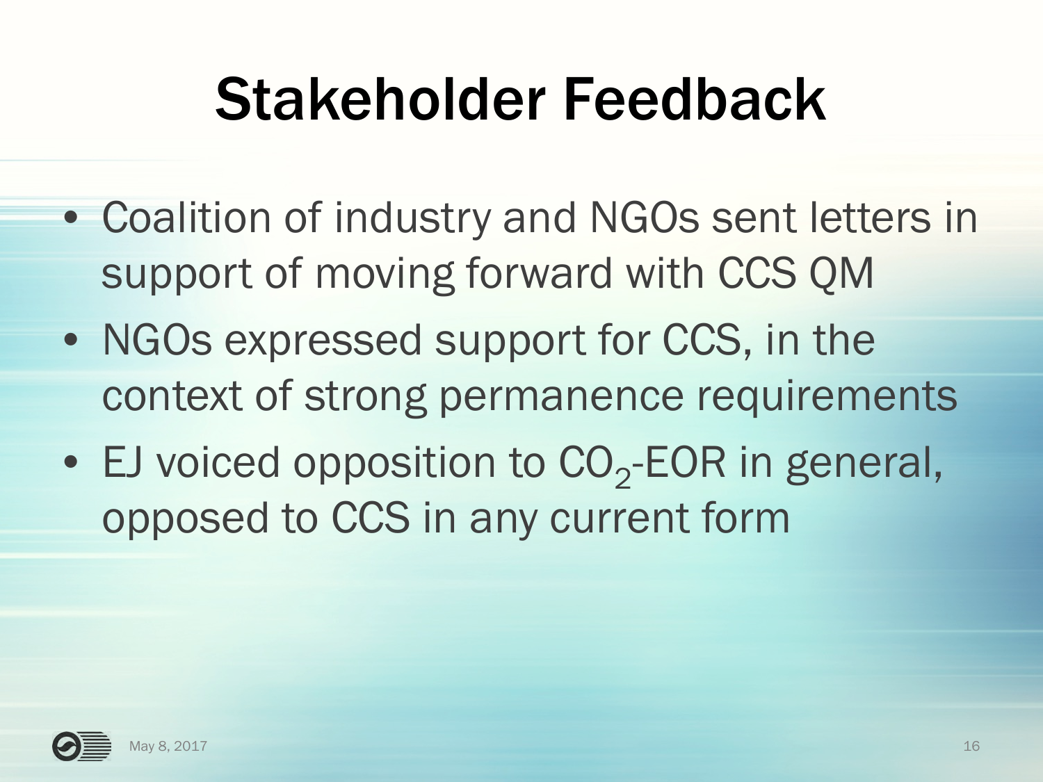# Stakeholder Feedback

- Coalition of industry and NGOs sent letters in support of moving forward with CCS QM
- NGOs expressed support for CCS, in the context of strong permanence requirements
- EJ voiced opposition to $CO_2$-EOR in general, opposed to CCS in any current form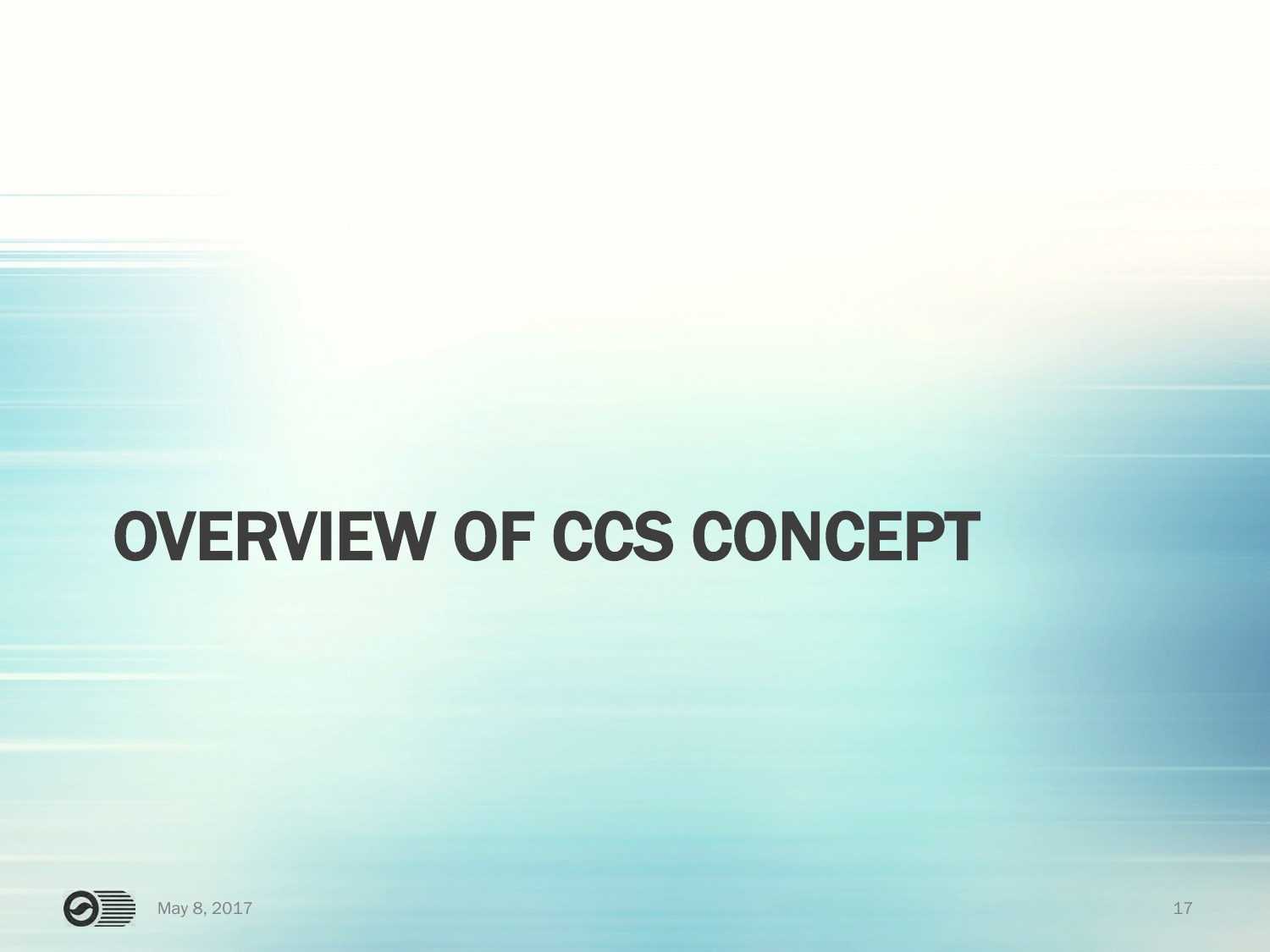# OVERVIEW OF CCS CONCEPT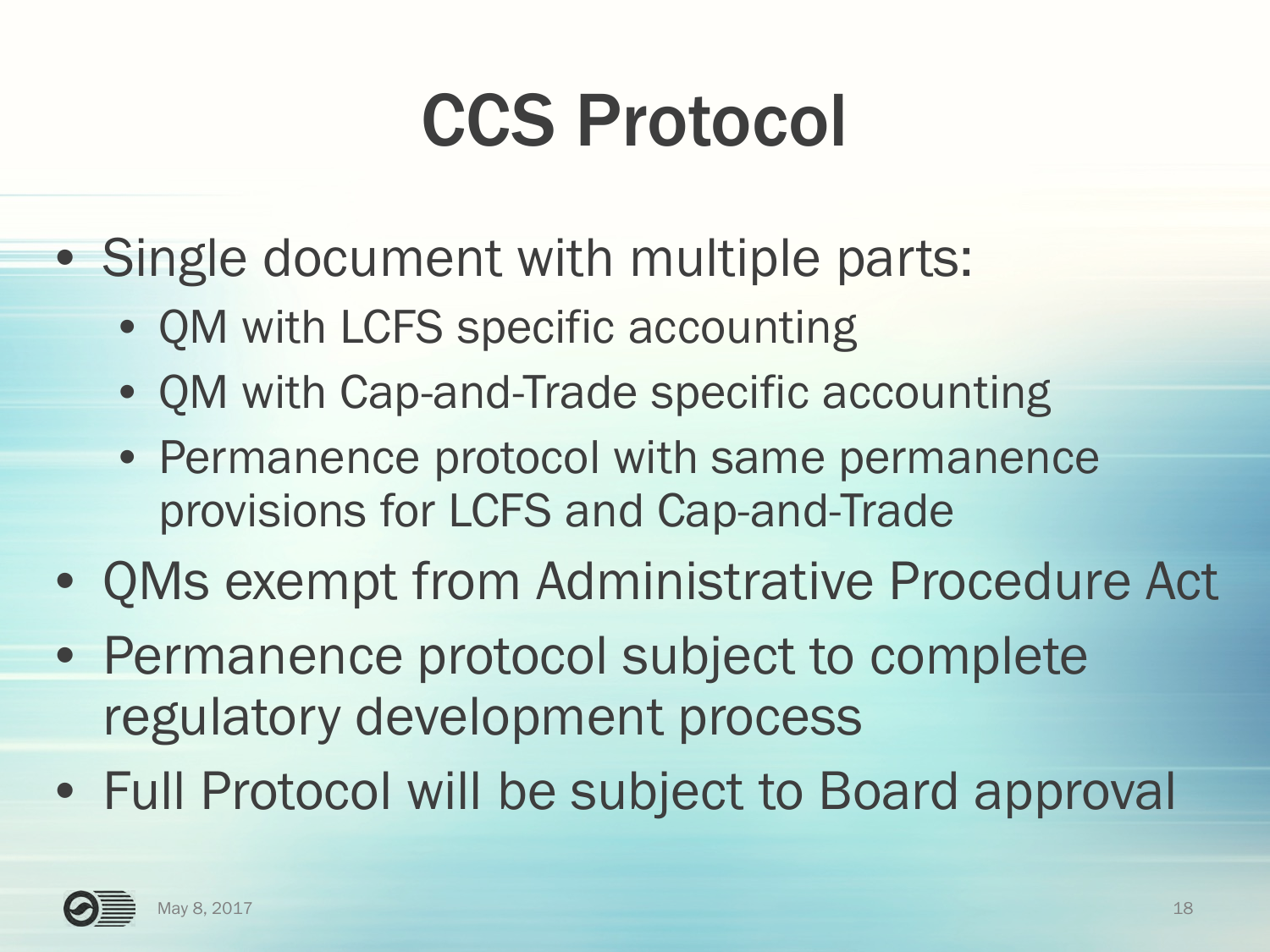# CCS Protocol

- Single document with multiple parts:
  - QM with LCFS specific accounting
  - QM with Cap-and-Trade specific accounting
  - Permanence protocol with same permanence provisions for LCFS and Cap-and-Trade
- QMs exempt from Administrative Procedure Act
- Permanence protocol subject to complete regulatory development process
- Full Protocol will be subject to Board approval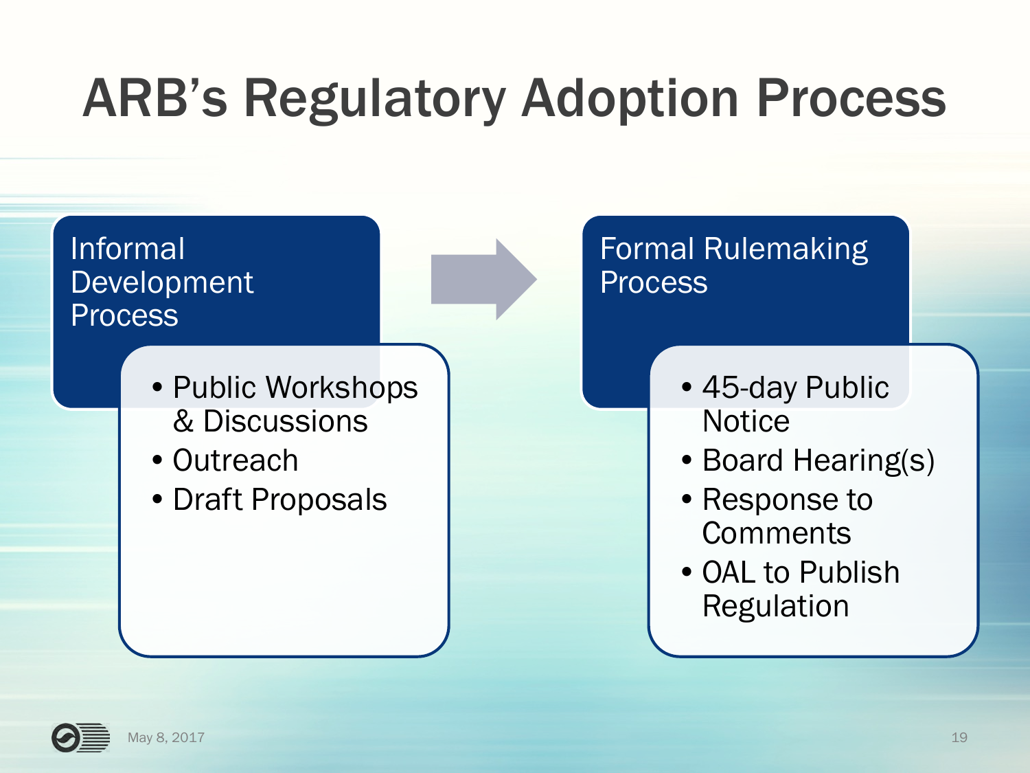# ARB's Regulatory Adoption Process

## Informal Development Process

- Public Workshops & Discussions
- Outreach
- Draft Proposals

## Formal Rulemaking Process

- 45-day Public Notice
- Board Hearing(s)
- Response to Comments
- OAL to Publish Regulation

May 8, 2017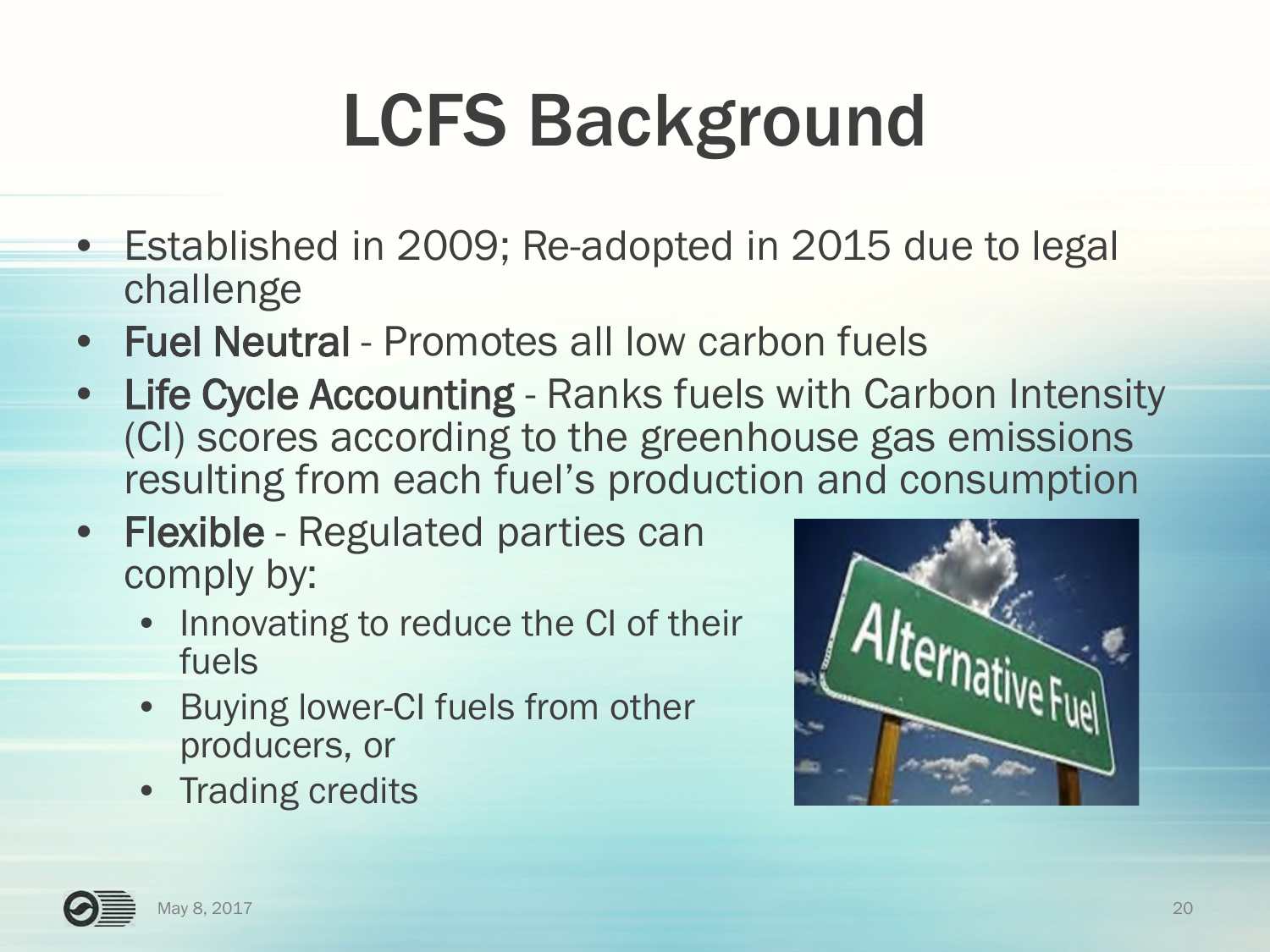# LCFS Background

- Established in 2009; Re-adopted in 2015 due to legal challenge
- **Fuel Neutral** - Promotes all low carbon fuels
- **Life Cycle Accounting** - Ranks fuels with Carbon Intensity (CI) scores according to the greenhouse gas emissions resulting from each fuel's production and consumption
- **Flexible** - Regulated parties can comply by:
  - Innovating to reduce the CI of their fuels
  - Buying lower-CI fuels from other producers, or
  - Trading credits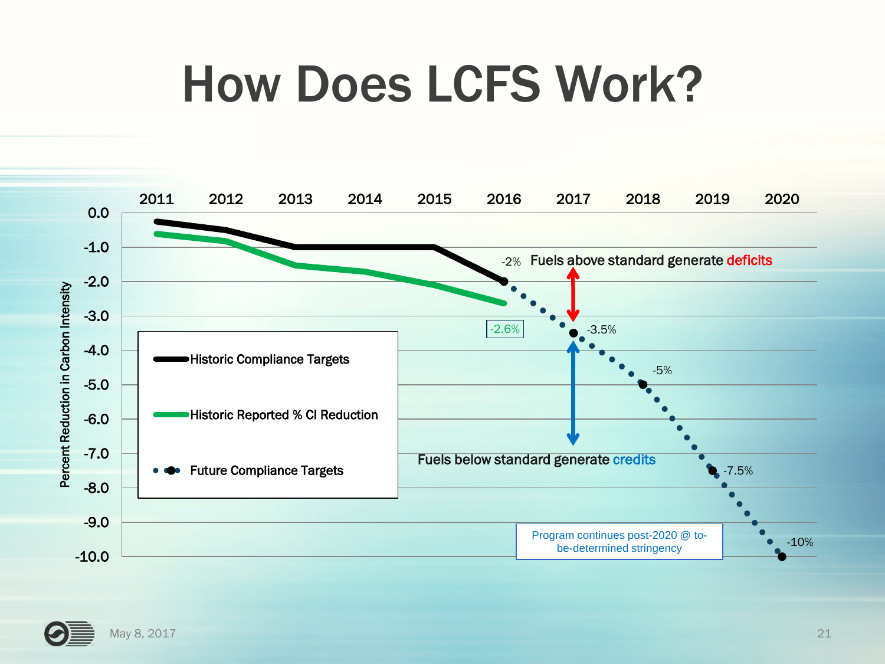# How Does LCFS Work?

Percent Reduction in Carbon Intensity

| | 2011 | 2012 | 2013 | 2014 | 2015 | 2016 | 2017 | 2018 | 2019 | 2020 |
|---|---|---|---|---|---|---|---|---|---|---|

- Historic Compliance Targets
- Historic Reported % CI Reduction
- Future Compliance Targets

-2%

-2.6%

-3.5%

-5%

-7.5%

-10%

Fuels above standard generate deficits

Fuels below standard generate credits

Program continues post-2020 @ to-be-determined stringency

May 8, 2017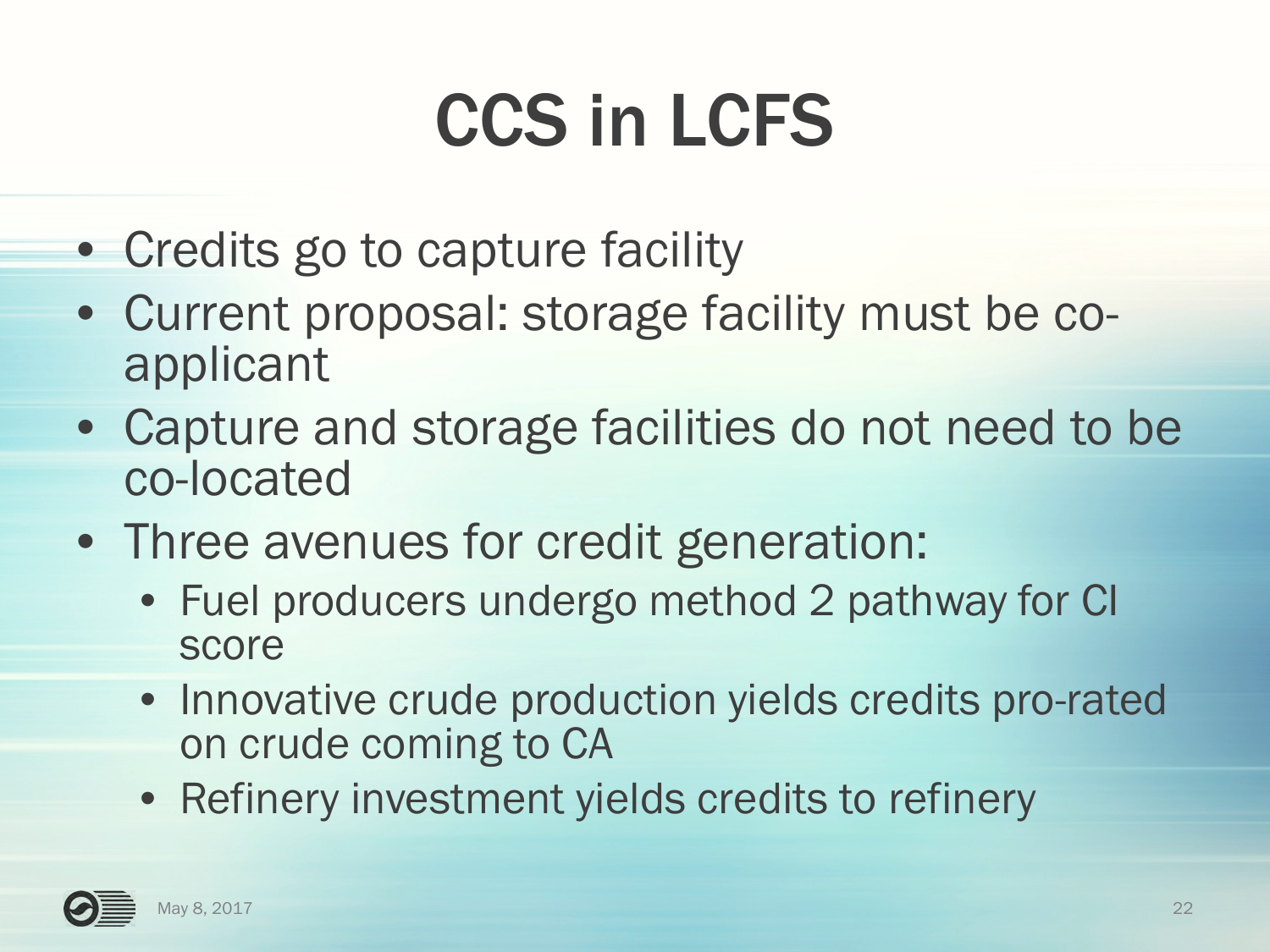# CCS in LCFS

- Credits go to capture facility
- Current proposal: storage facility must be co-applicant
- Capture and storage facilities do not need to be co-located
- Three avenues for credit generation:
  - Fuel producers undergo method 2 pathway for CI score
  - Innovative crude production yields credits pro-rated on crude coming to CA
  - Refinery investment yields credits to refinery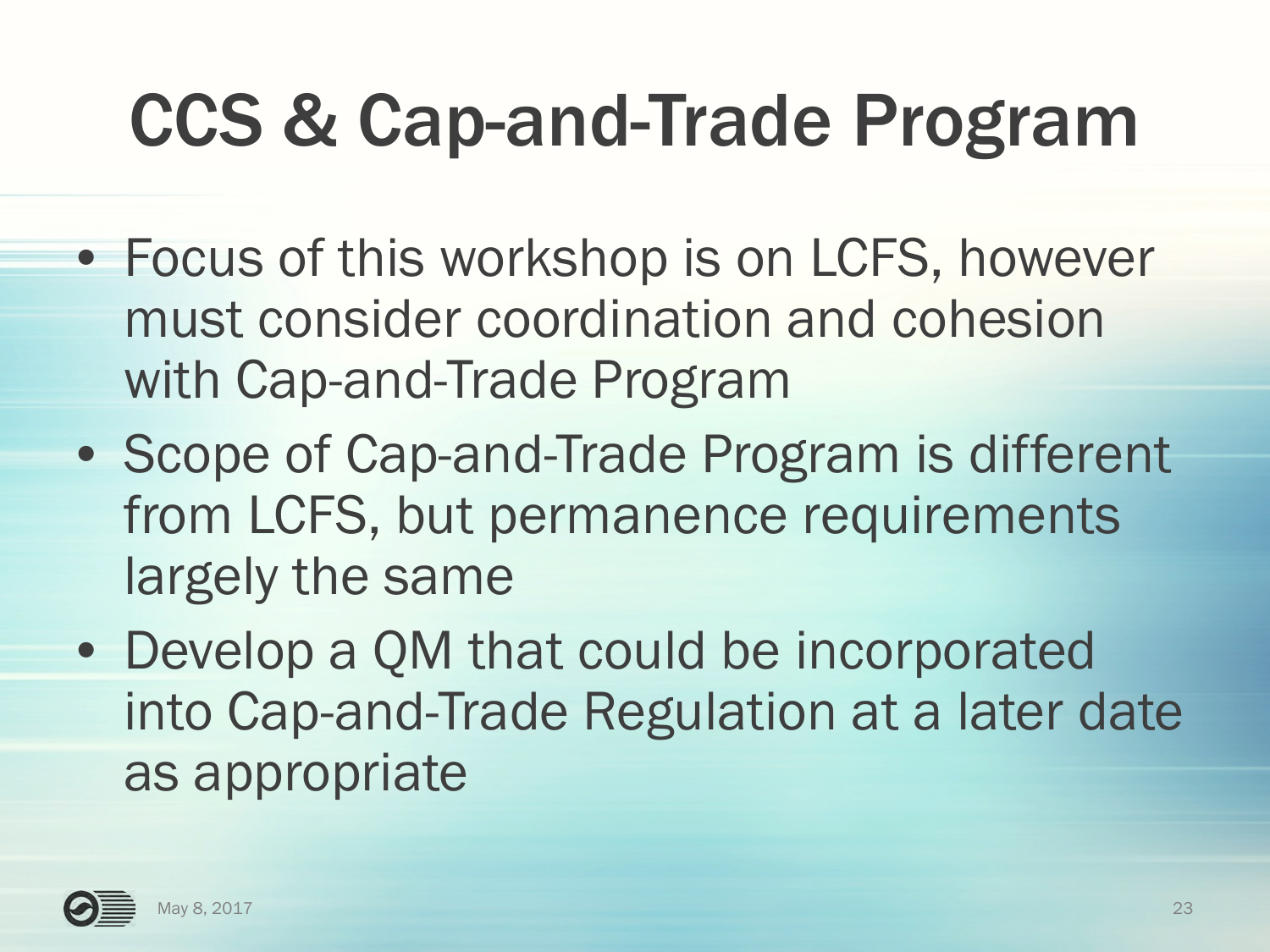# CCS & Cap-and-Trade Program

- Focus of this workshop is on LCFS, however must consider coordination and cohesion with Cap-and-Trade Program
- Scope of Cap-and-Trade Program is different from LCFS, but permanence requirements largely the same
- Develop a QM that could be incorporated into Cap-and-Trade Regulation at a later date as appropriate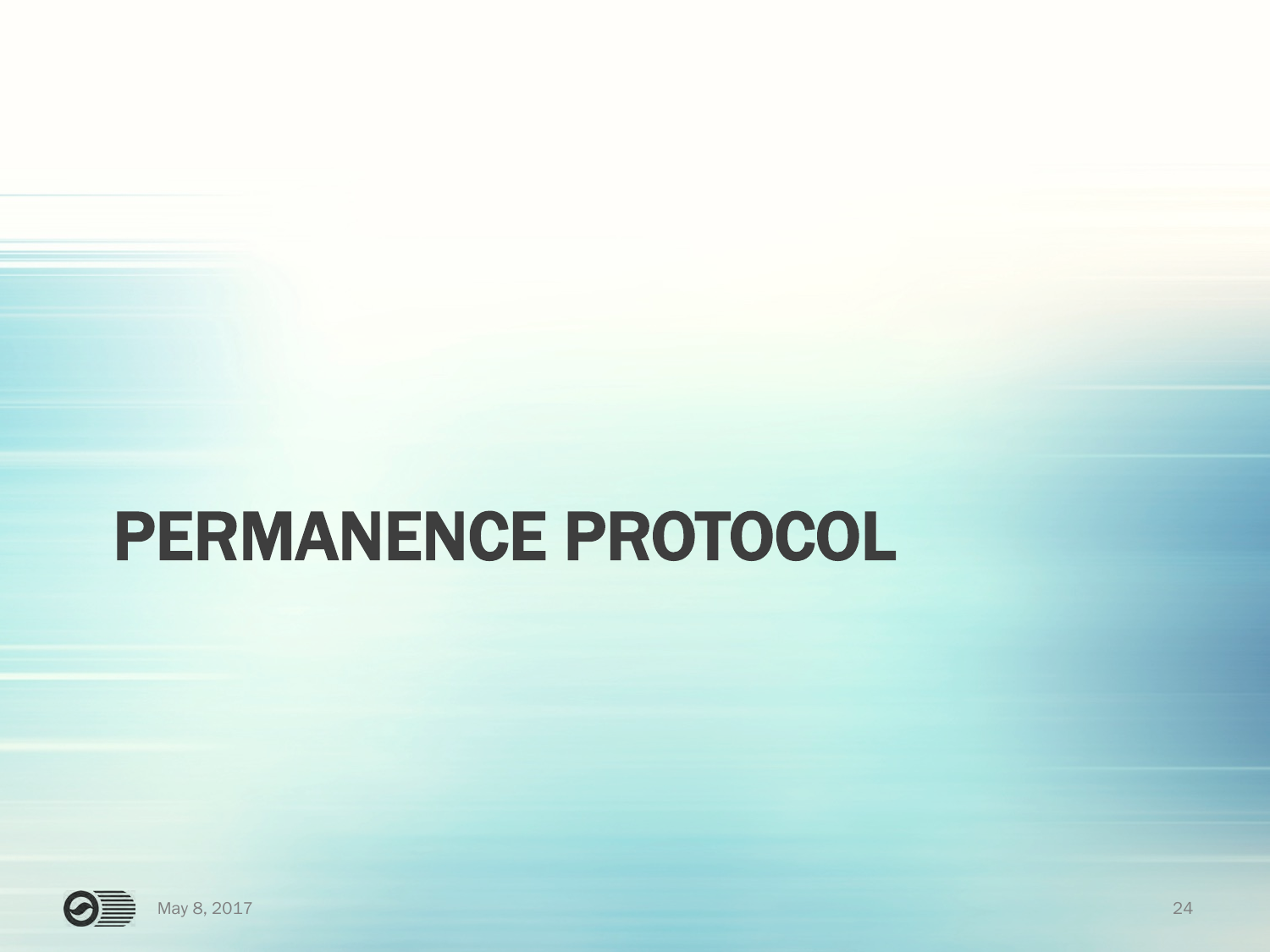# PERMANENCE PROTOCOL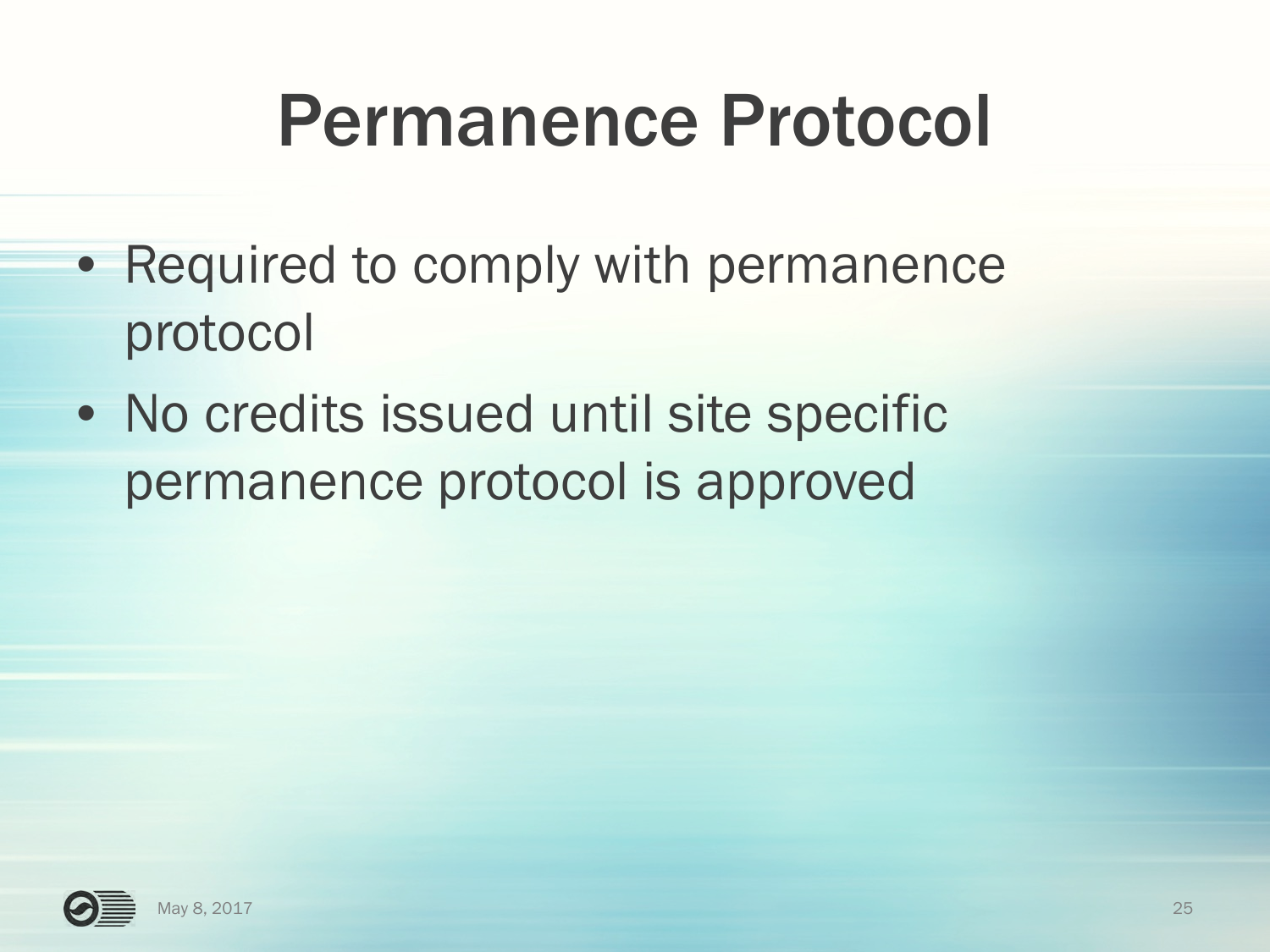# Permanence Protocol

- Required to comply with permanence protocol
- No credits issued until site specific permanence protocol is approved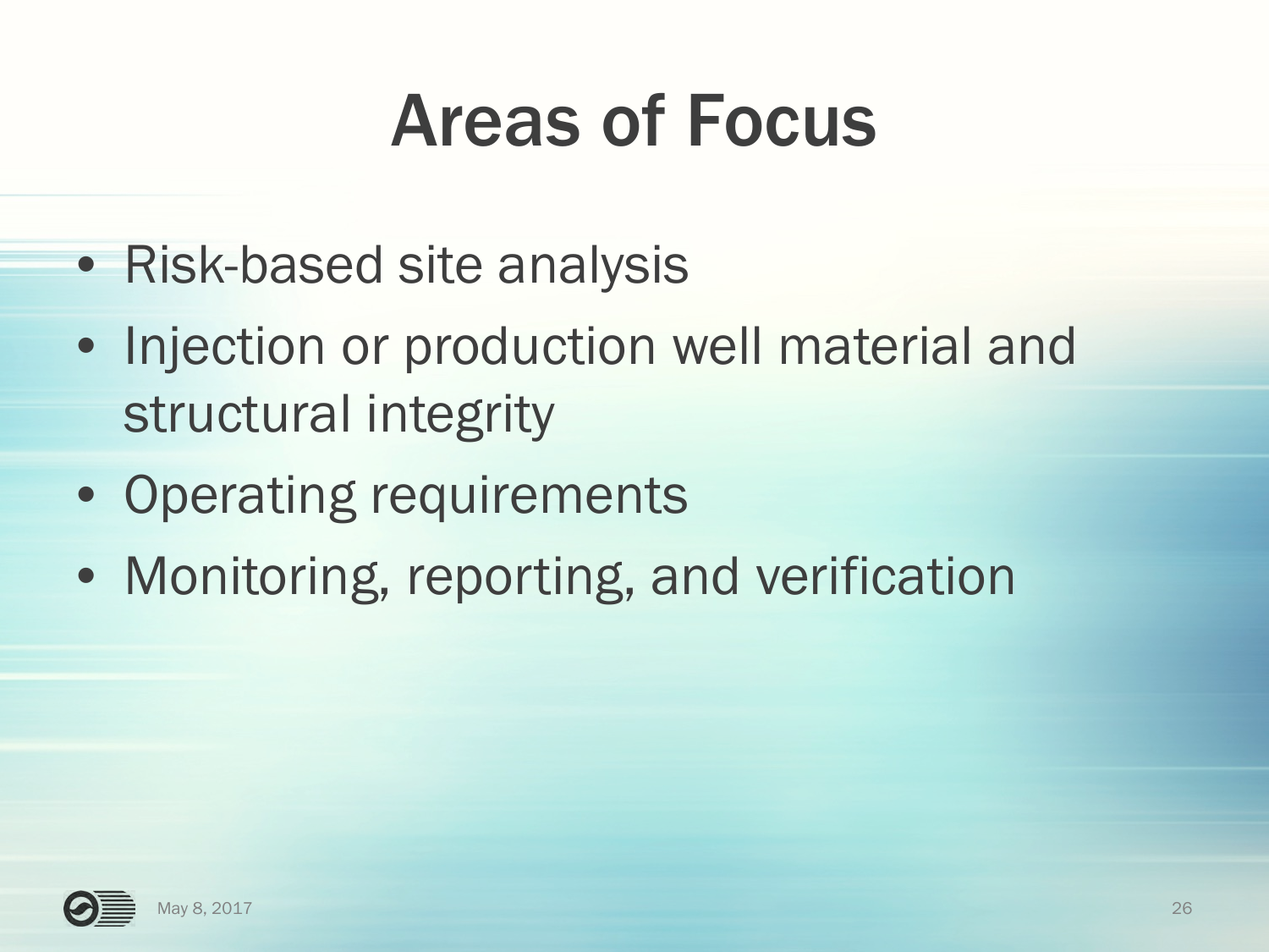# Areas of Focus

- Risk-based site analysis
- Injection or production well material and structural integrity
- Operating requirements
- Monitoring, reporting, and verification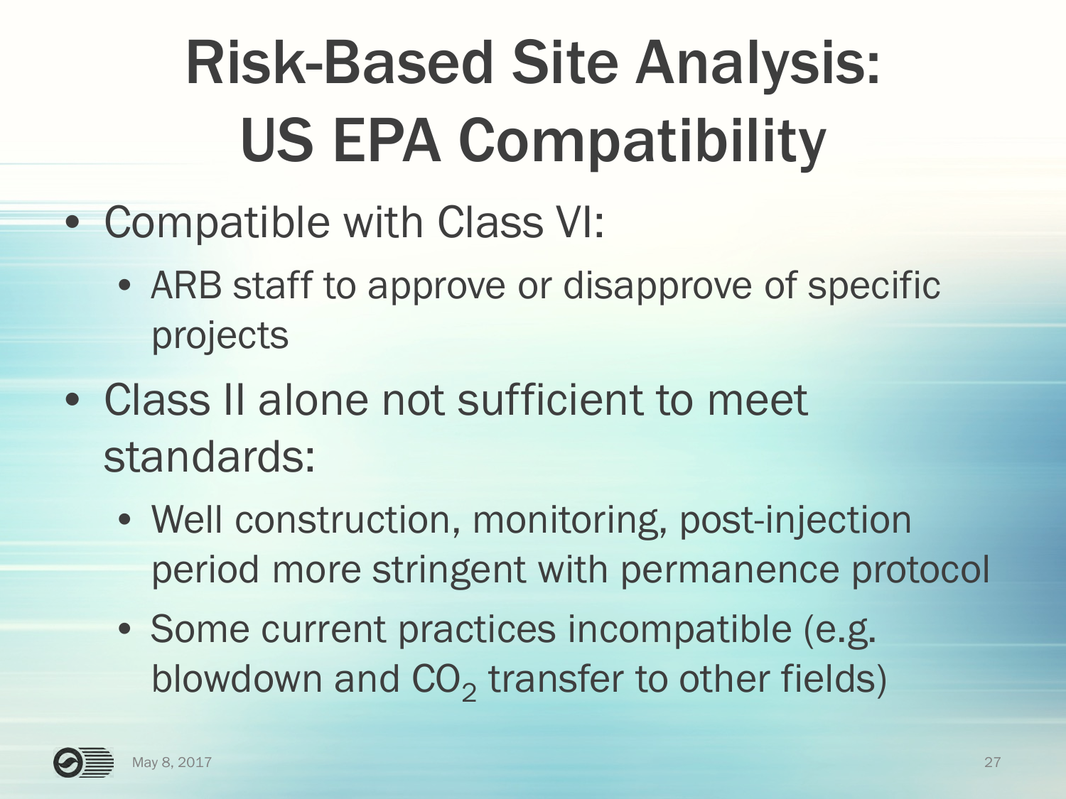# Risk-Based Site Analysis: US EPA Compatibility

- Compatible with Class VI:
  - ARB staff to approve or disapprove of specific projects
- Class II alone not sufficient to meet standards:
  - Well construction, monitoring, post-injection period more stringent with permanence protocol
  - Some current practices incompatible (e.g. blowdown and $CO_2$ transfer to other fields)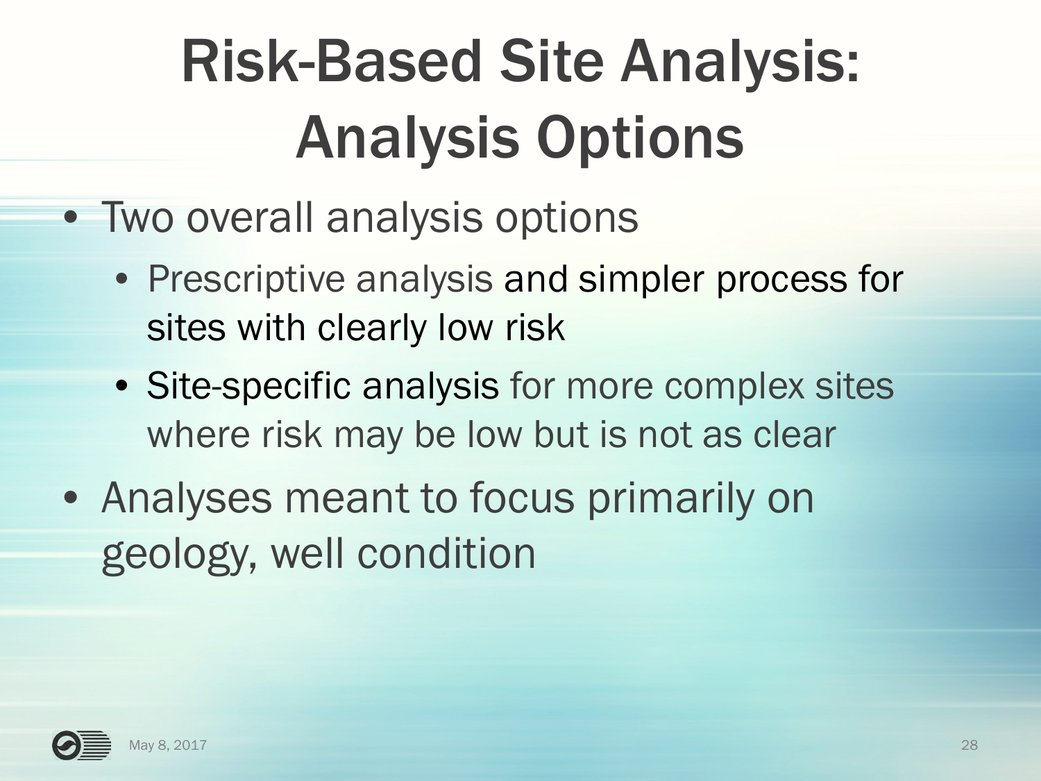# Risk-Based Site Analysis: Analysis Options

- Two overall analysis options
  - Prescriptive analysis and simpler process for sites with clearly low risk
  - Site-specific analysis for more complex sites where risk may be low but is not as clear
- Analyses meant to focus primarily on geology, well condition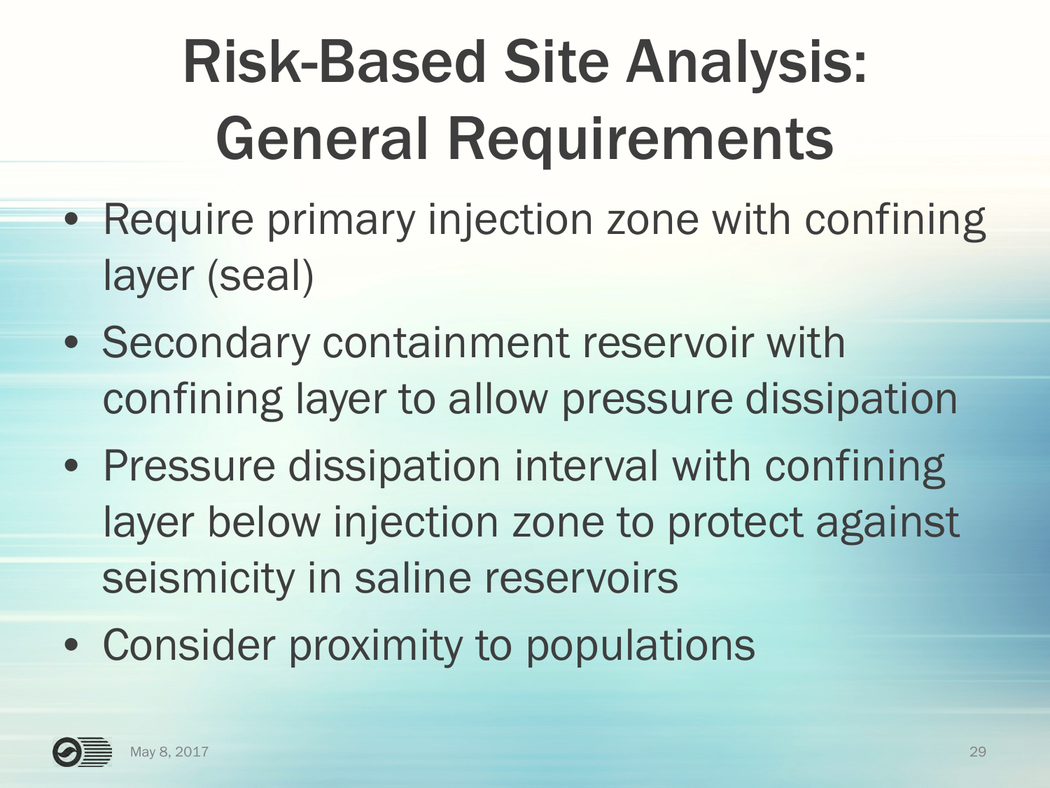# Risk-Based Site Analysis: General Requirements

- Require primary injection zone with confining layer (seal)
- Secondary containment reservoir with confining layer to allow pressure dissipation
- Pressure dissipation interval with confining layer below injection zone to protect against seismicity in saline reservoirs
- Consider proximity to populations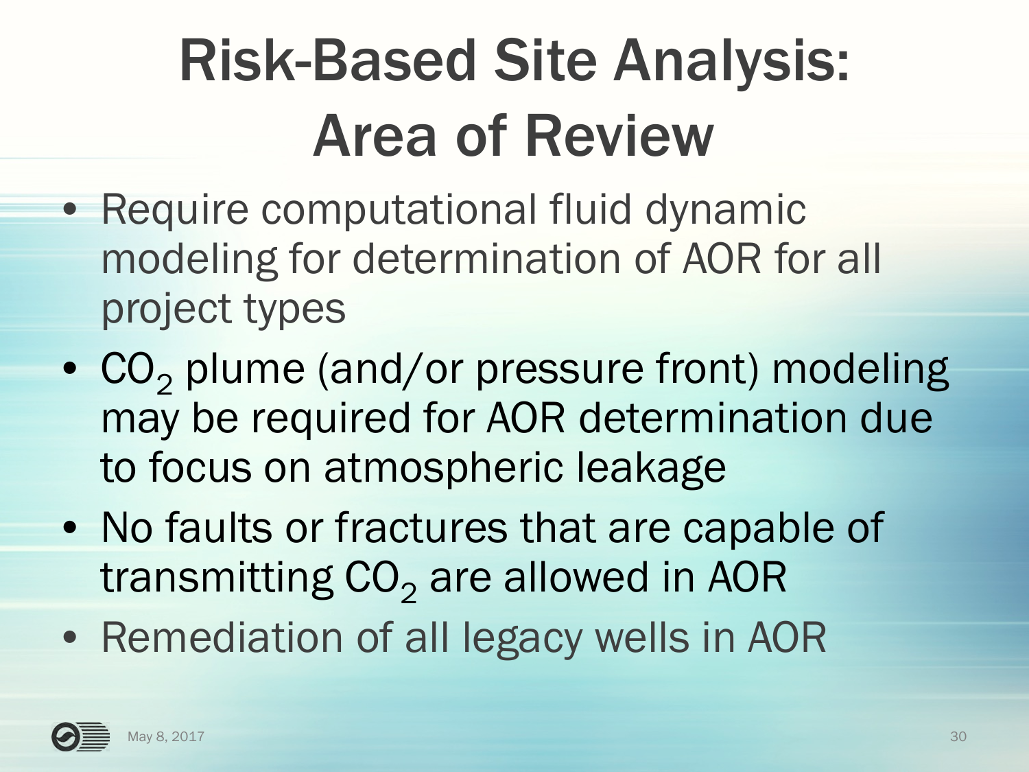# Risk-Based Site Analysis: Area of Review

- Require computational fluid dynamic modeling for determination of AOR for all project types
- $CO_2$ plume (and/or pressure front) modeling may be required for AOR determination due to focus on atmospheric leakage
- No faults or fractures that are capable of transmitting $CO_2$ are allowed in AOR
- Remediation of all legacy wells in AOR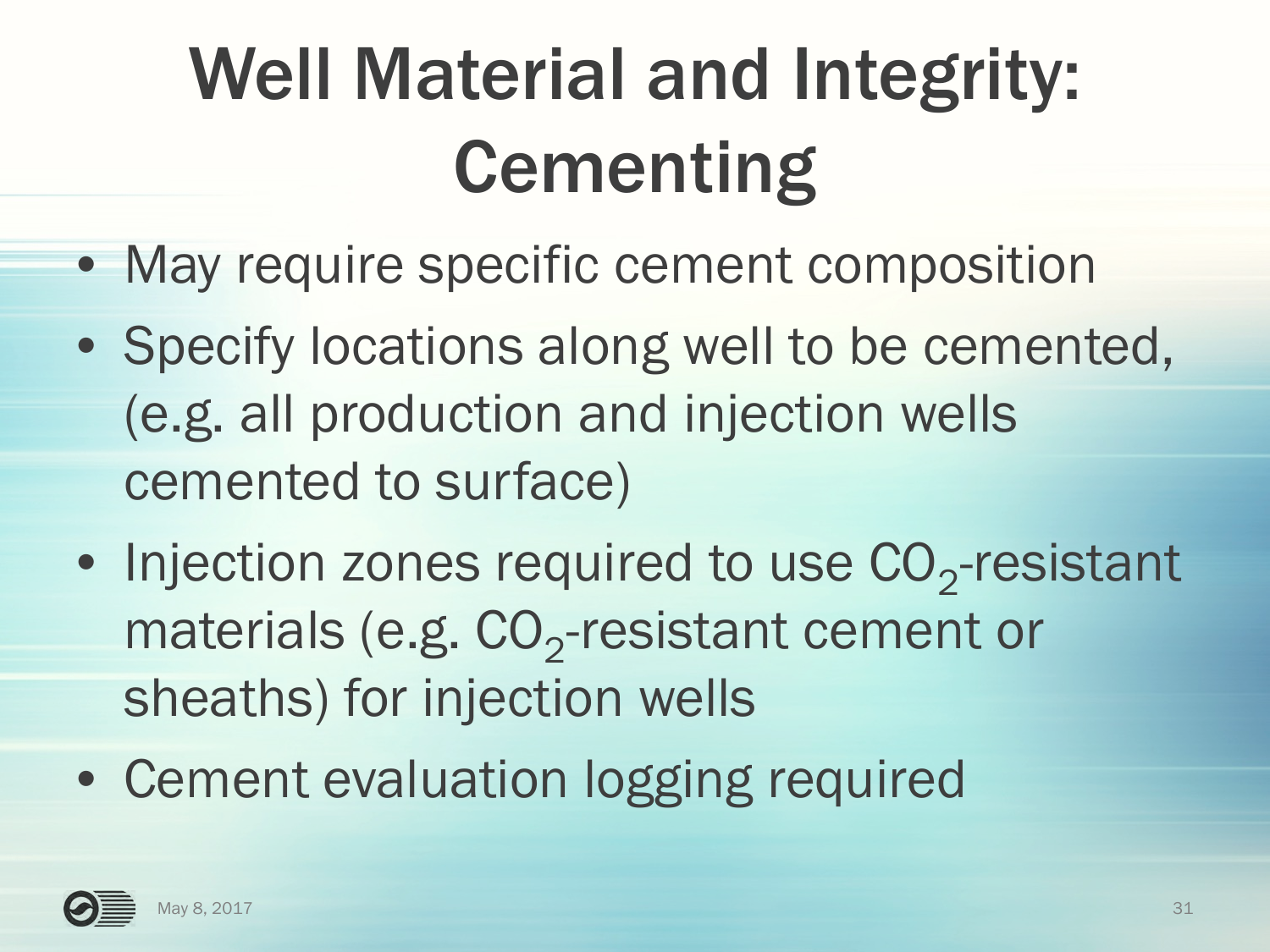# Well Material and Integrity: Cementing

- May require specific cement composition
- Specify locations along well to be cemented, (e.g. all production and injection wells cemented to surface)
- Injection zones required to use $CO_2$-resistant materials (e.g. $CO_2$-resistant cement or sheaths) for injection wells
- Cement evaluation logging required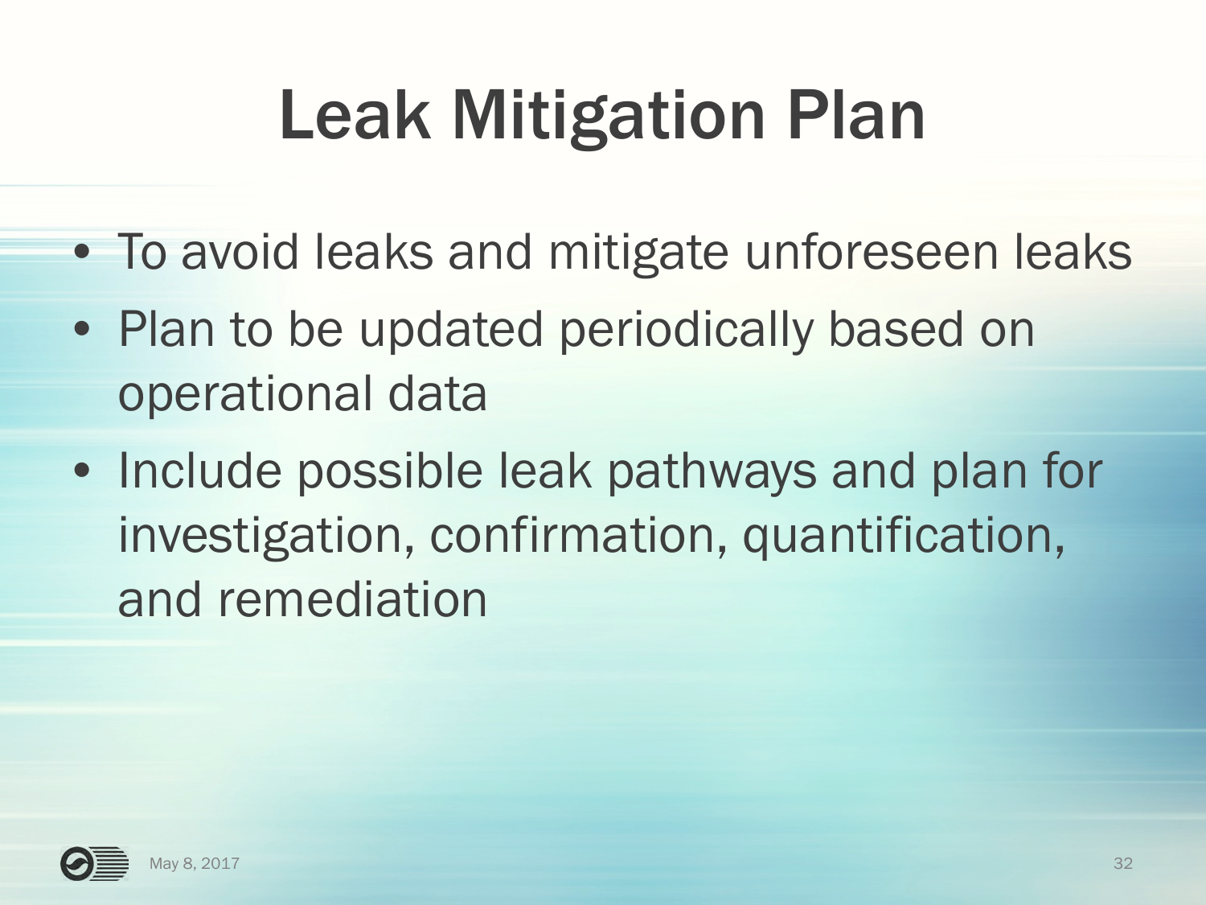# Leak Mitigation Plan

- To avoid leaks and mitigate unforeseen leaks
- Plan to be updated periodically based on operational data
- Include possible leak pathways and plan for investigation, confirmation, quantification, and remediation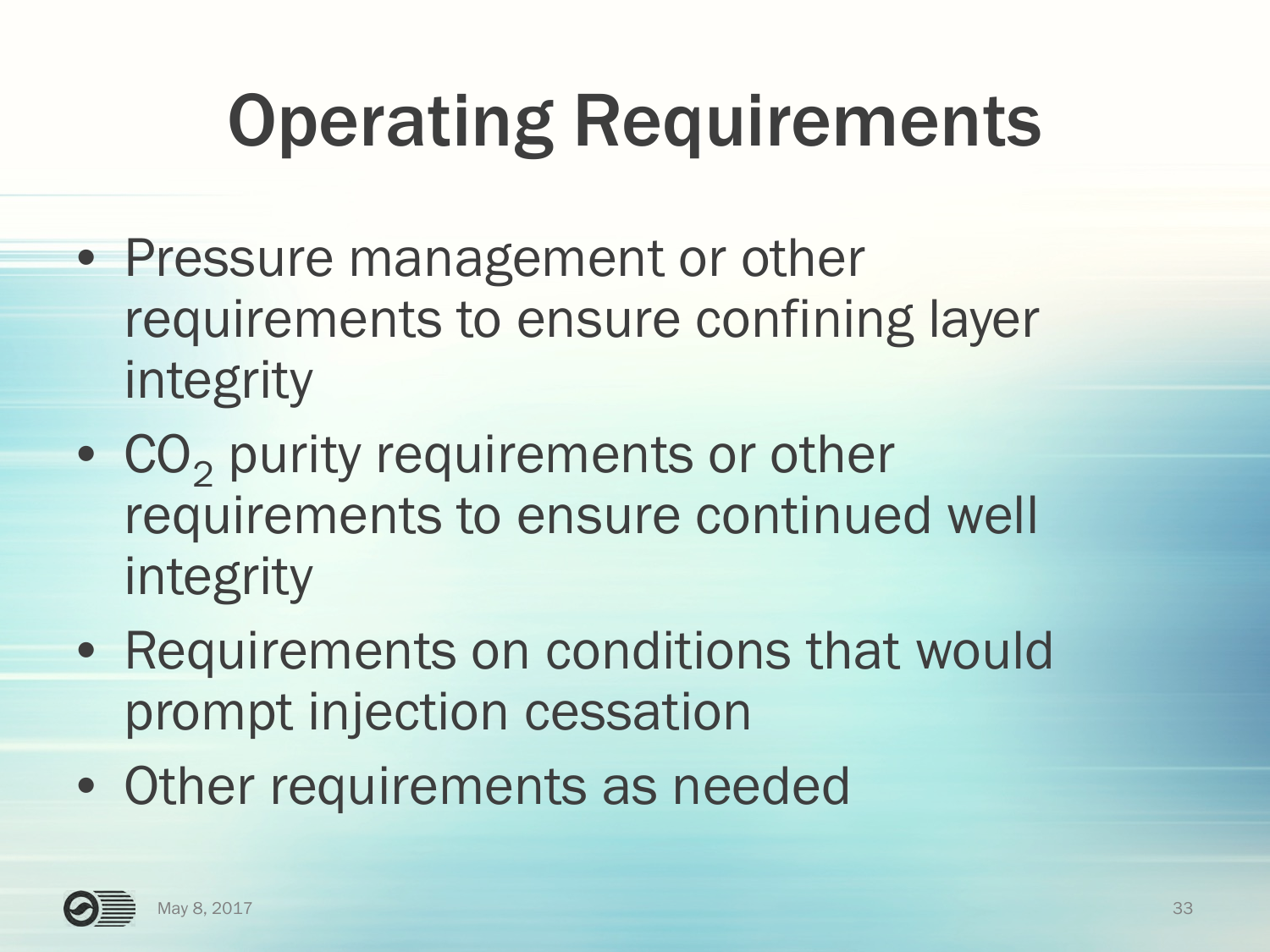# Operating Requirements

- Pressure management or other requirements to ensure confining layer integrity
- $CO_2$ purity requirements or other requirements to ensure continued well integrity
- Requirements on conditions that would prompt injection cessation
- Other requirements as needed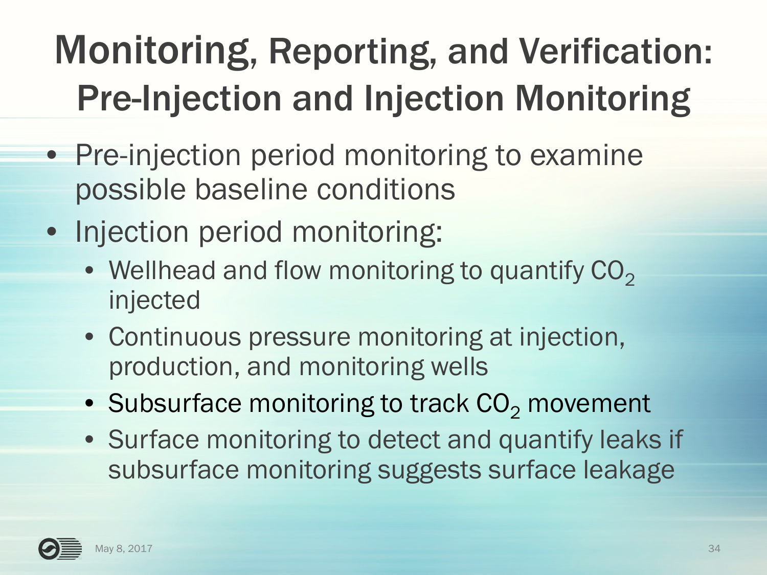# Monitoring, Reporting, and Verification: Pre-Injection and Injection Monitoring

- Pre-injection period monitoring to examine possible baseline conditions
- Injection period monitoring:
  - Wellhead and flow monitoring to quantify $CO_2$ injected
  - Continuous pressure monitoring at injection, production, and monitoring wells
  - Subsurface monitoring to track $CO_2$ movement
  - Surface monitoring to detect and quantify leaks if subsurface monitoring suggests surface leakage

May 8, 2017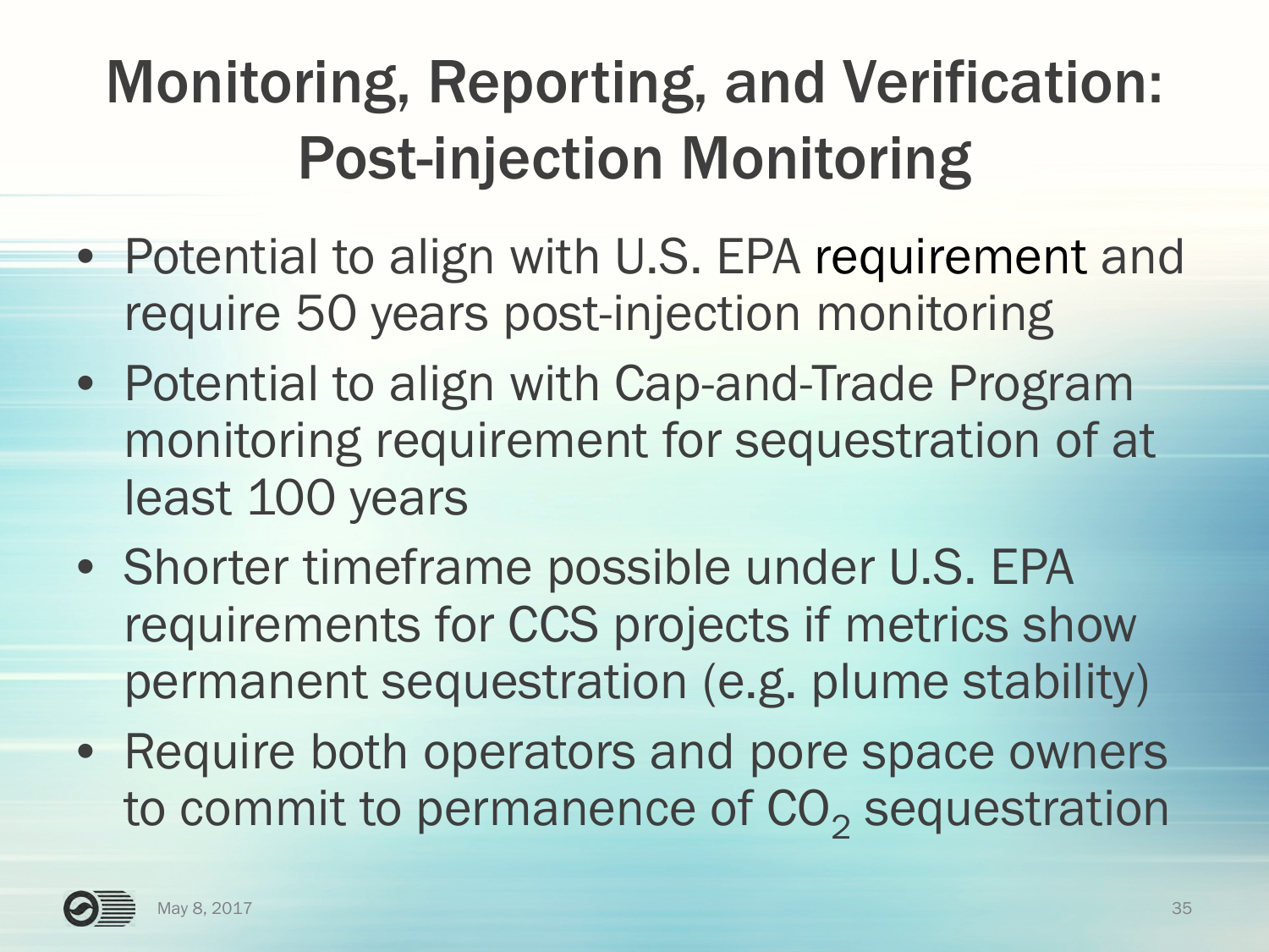# Monitoring, Reporting, and Verification: Post-injection Monitoring

- Potential to align with U.S. EPA requirement and require 50 years post-injection monitoring
- Potential to align with Cap-and-Trade Program monitoring requirement for sequestration of at least 100 years
- Shorter timeframe possible under U.S. EPA requirements for CCS projects if metrics show permanent sequestration (e.g. plume stability)
- Require both operators and pore space owners to commit to permanence of $CO_2$ sequestration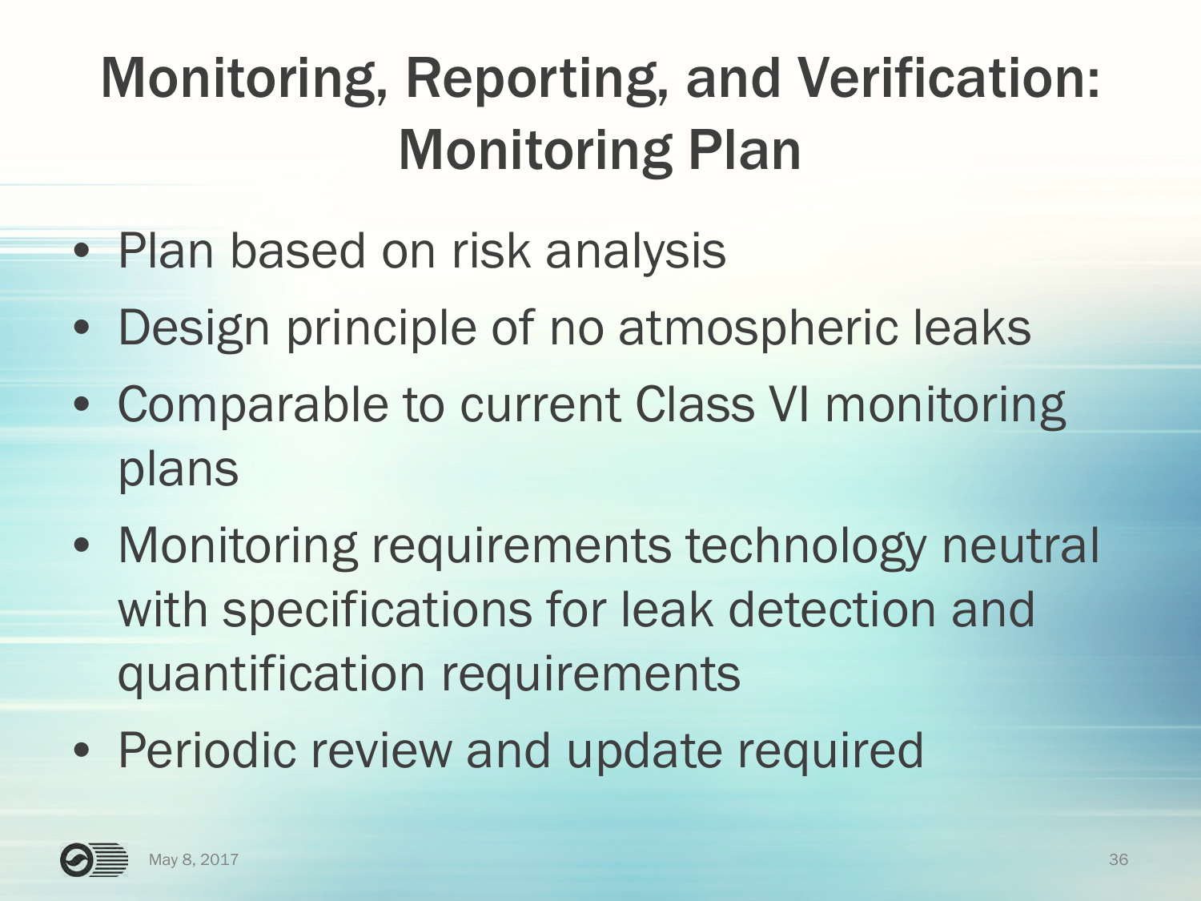# Monitoring, Reporting, and Verification: Monitoring Plan

- Plan based on risk analysis
- Design principle of no atmospheric leaks
- Comparable to current Class VI monitoring plans
- Monitoring requirements technology neutral with specifications for leak detection and quantification requirements
- Periodic review and update required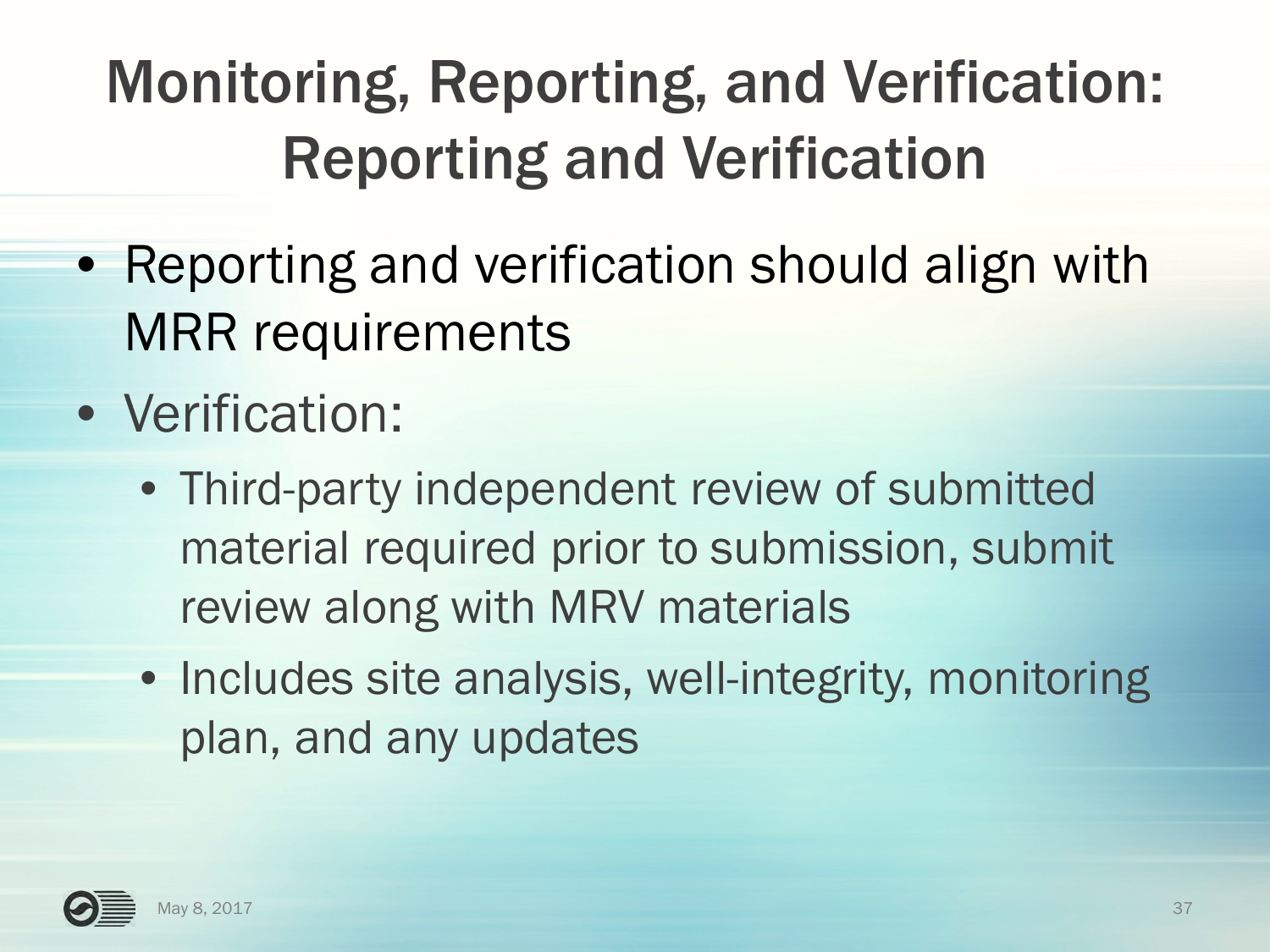# Monitoring, Reporting, and Verification: Reporting and Verification

- Reporting and verification should align with MRR requirements
- Verification:
  - Third-party independent review of submitted material required prior to submission, submit review along with MRV materials
  - Includes site analysis, well-integrity, monitoring plan, and any updates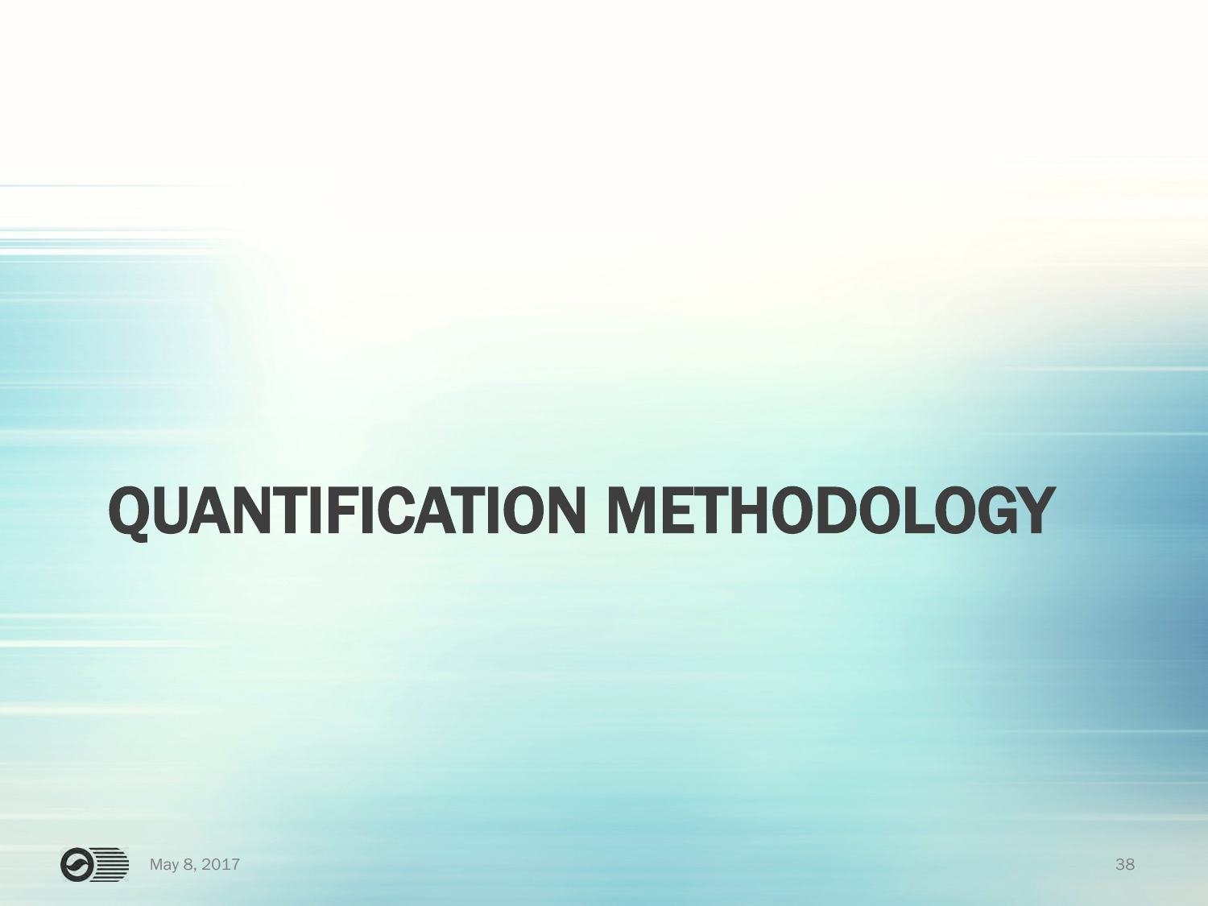# QUANTIFICATION METHODOLOGY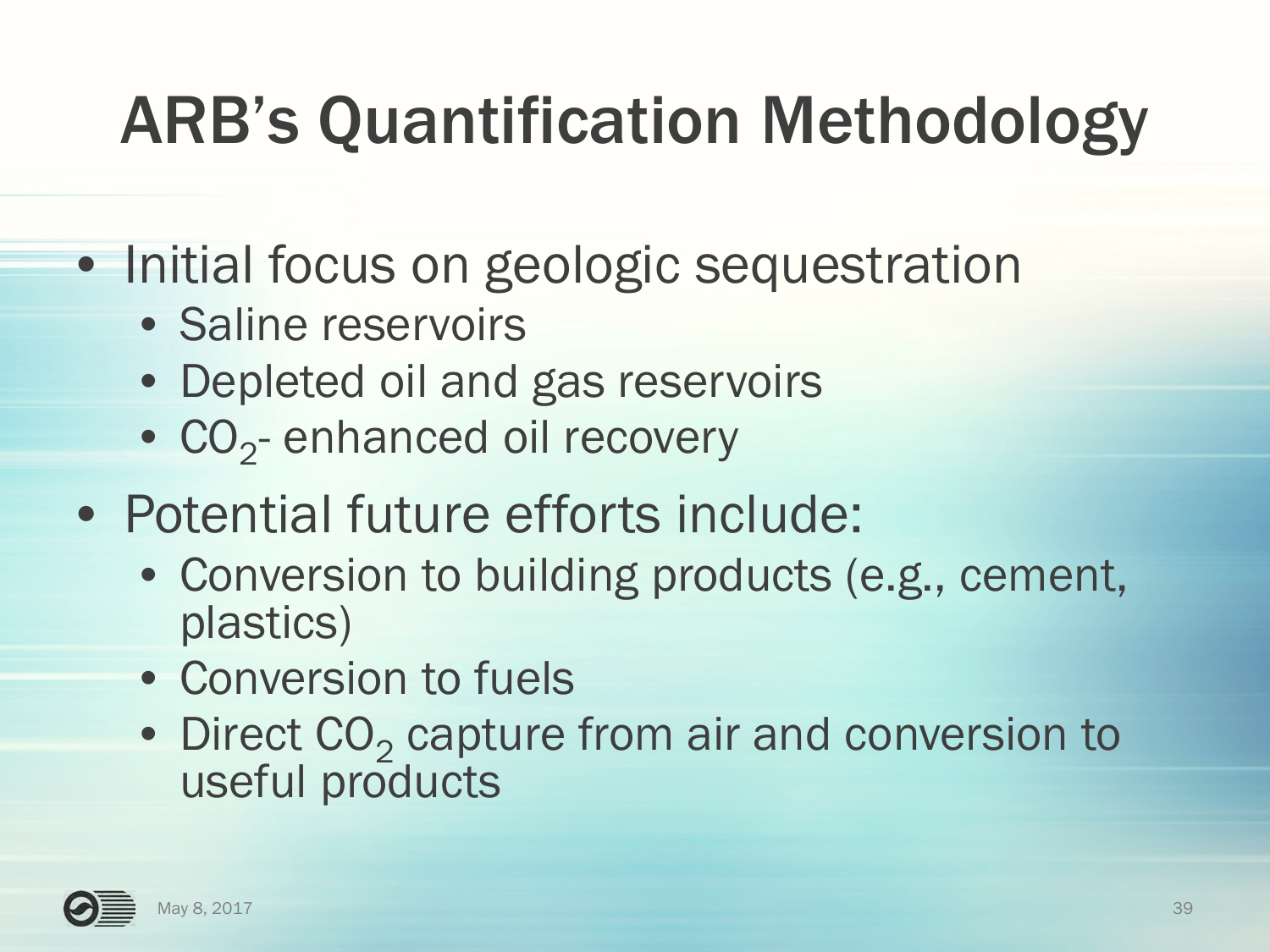# ARB's Quantification Methodology

- Initial focus on geologic sequestration
  - Saline reservoirs
  - Depleted oil and gas reservoirs
  - $CO_2$- enhanced oil recovery
- Potential future efforts include:
  - Conversion to building products (e.g., cement, plastics)
  - Conversion to fuels
  - Direct $CO_2$ capture from air and conversion to useful products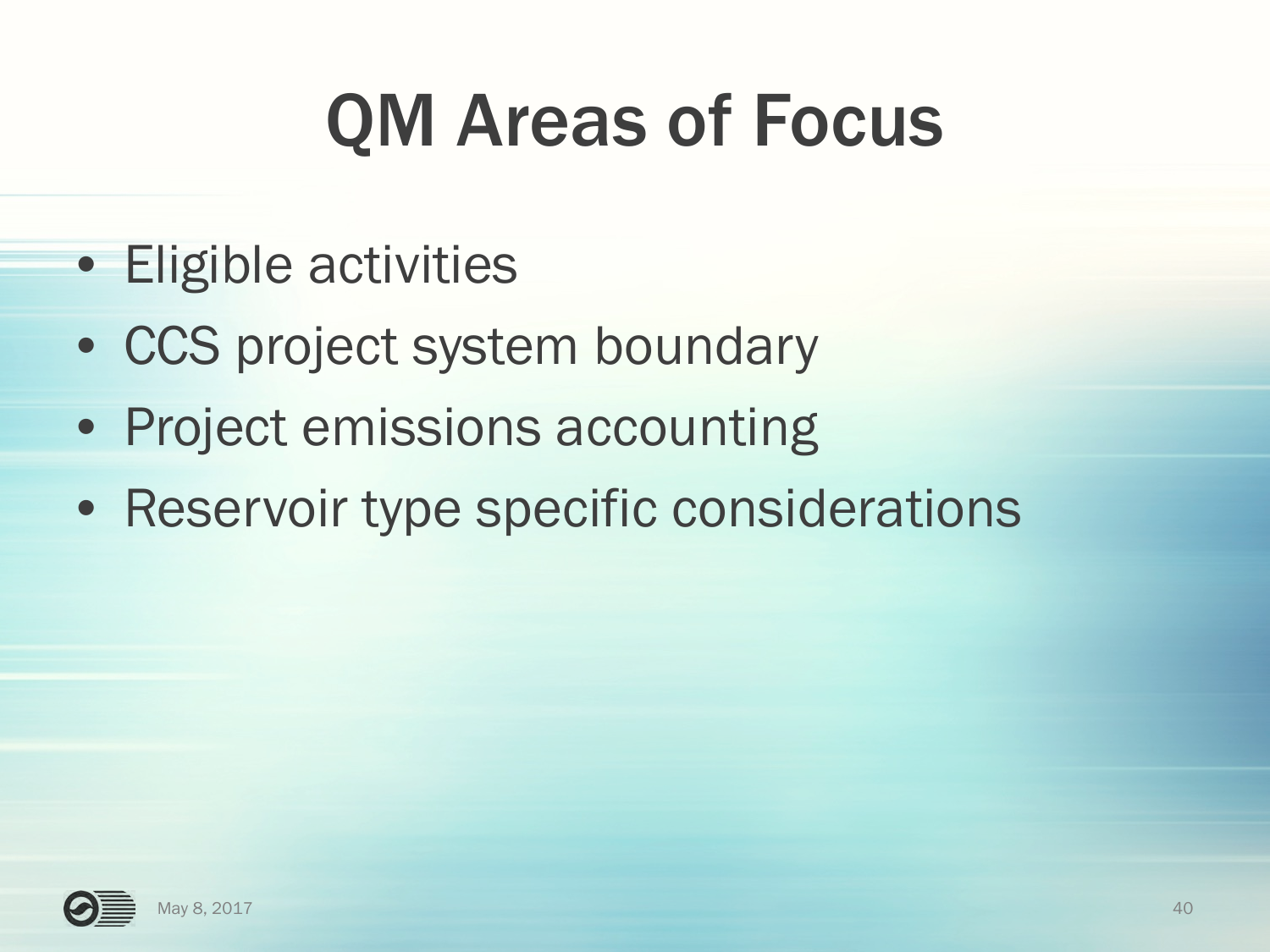# QM Areas of Focus

- Eligible activities
- CCS project system boundary
- Project emissions accounting
- Reservoir type specific considerations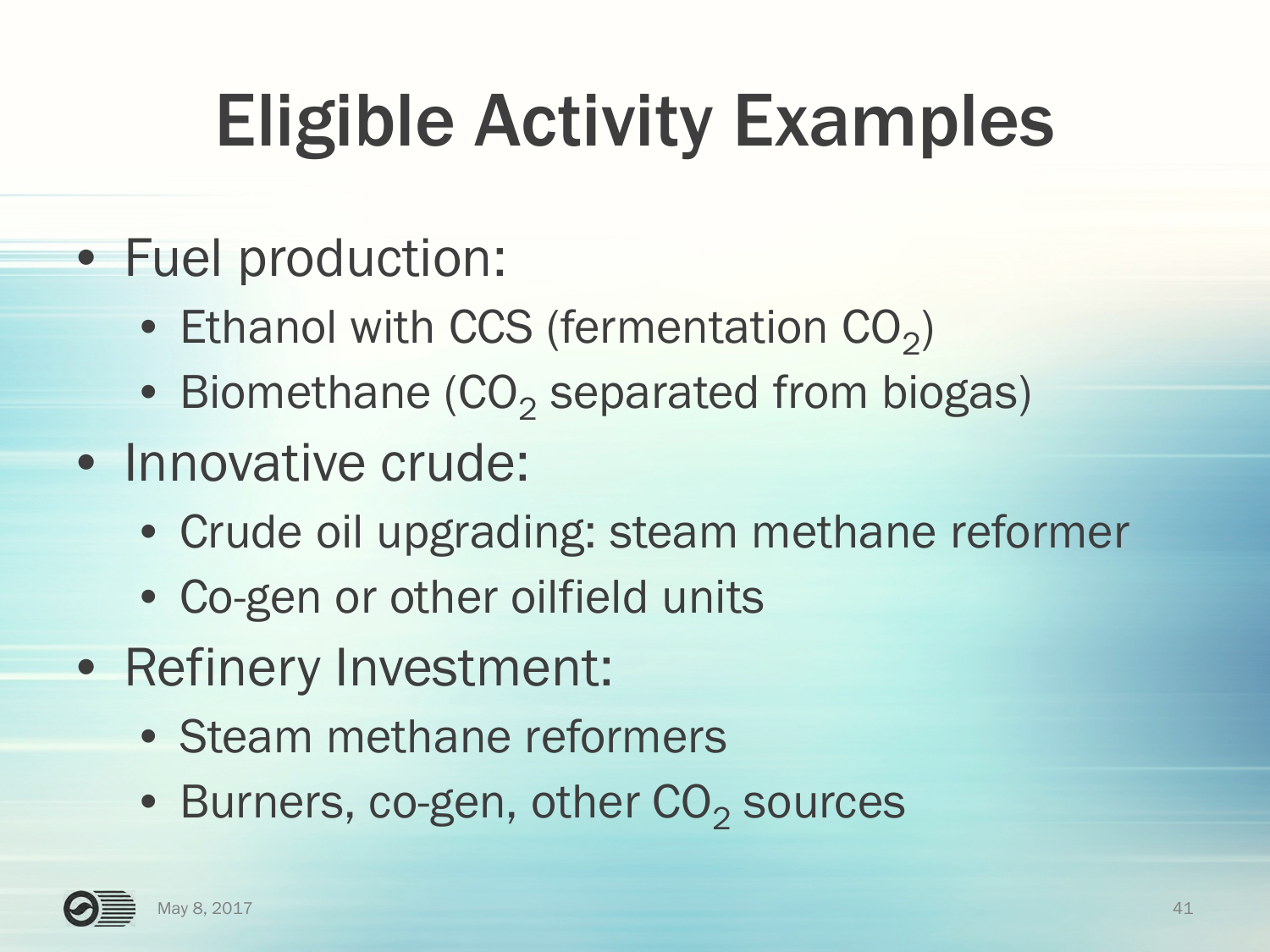# Eligible Activity Examples

- Fuel production:
  - Ethanol with CCS (fermentation $CO_2$)
  - Biomethane ($CO_2$ separated from biogas)
- Innovative crude:
  - Crude oil upgrading: steam methane reformer
  - Co-gen or other oilfield units
- Refinery Investment:
  - Steam methane reformers
  - Burners, co-gen, other $CO_2$ sources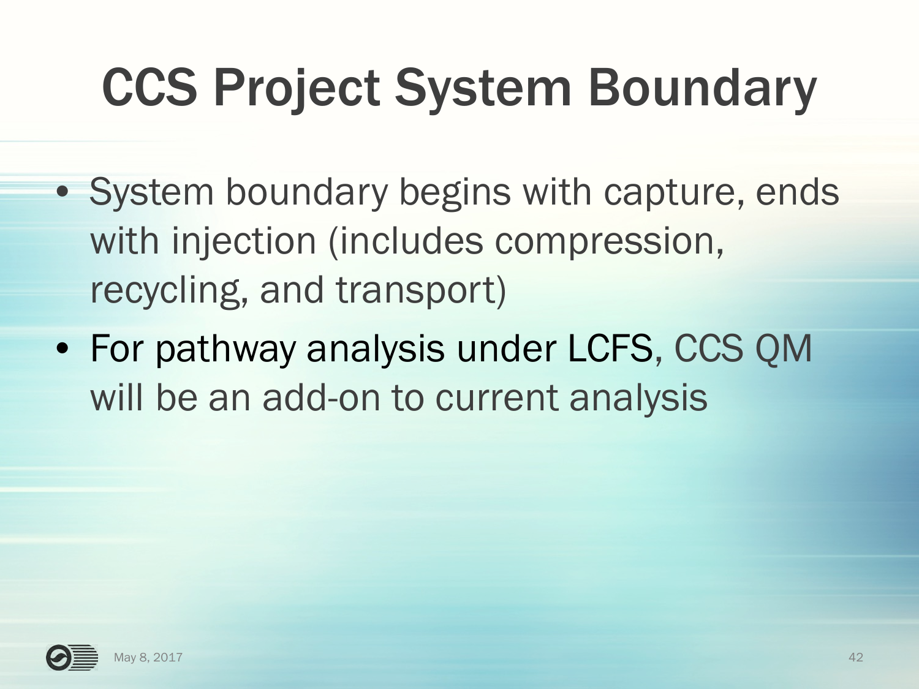# CCS Project System Boundary

- System boundary begins with capture, ends with injection (includes compression, recycling, and transport)
- For pathway analysis under LCFS, CCS QM will be an add-on to current analysis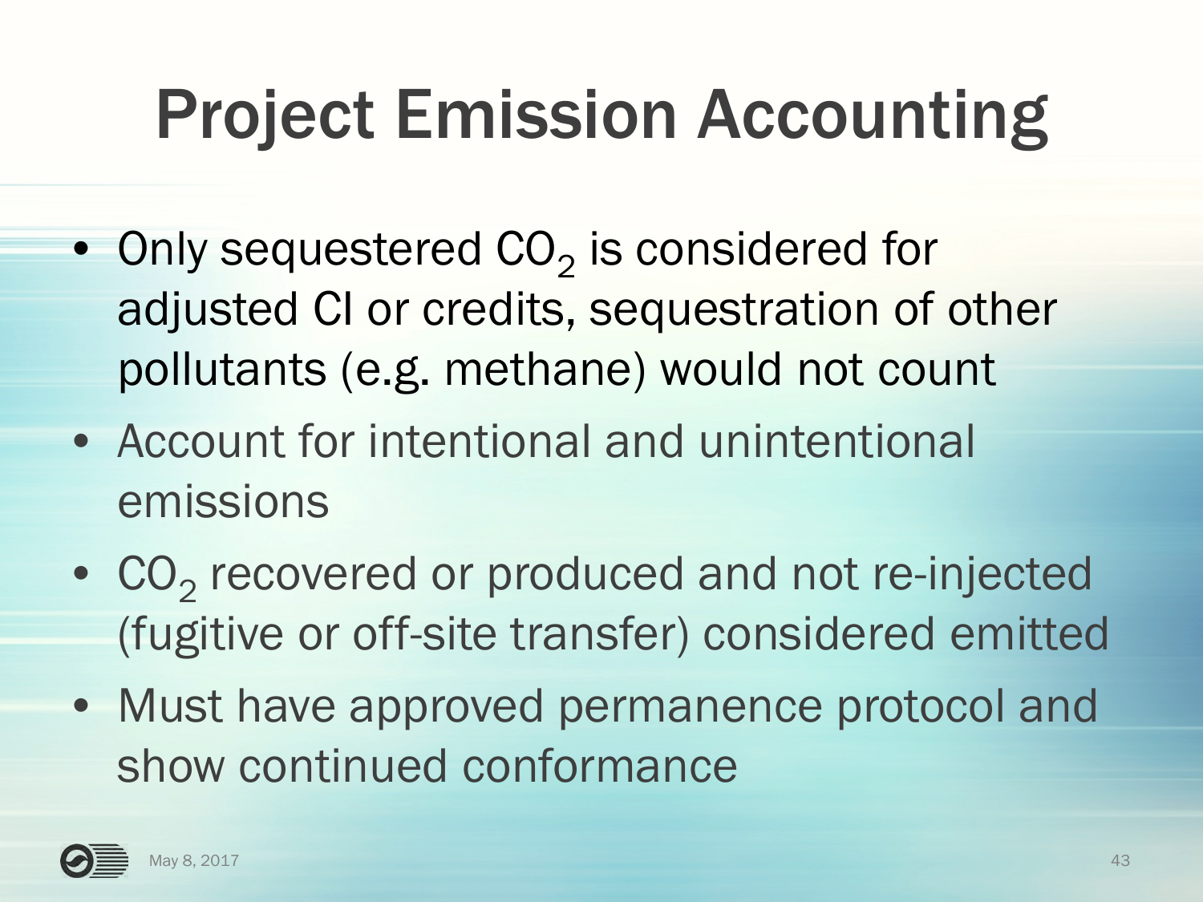# Project Emission Accounting

- Only sequestered $CO_2$ is considered for adjusted CI or credits, sequestration of other pollutants (e.g. methane) would not count
- Account for intentional and unintentional emissions
- $CO_2$ recovered or produced and not re-injected (fugitive or off-site transfer) considered emitted
- Must have approved permanence protocol and show continued conformance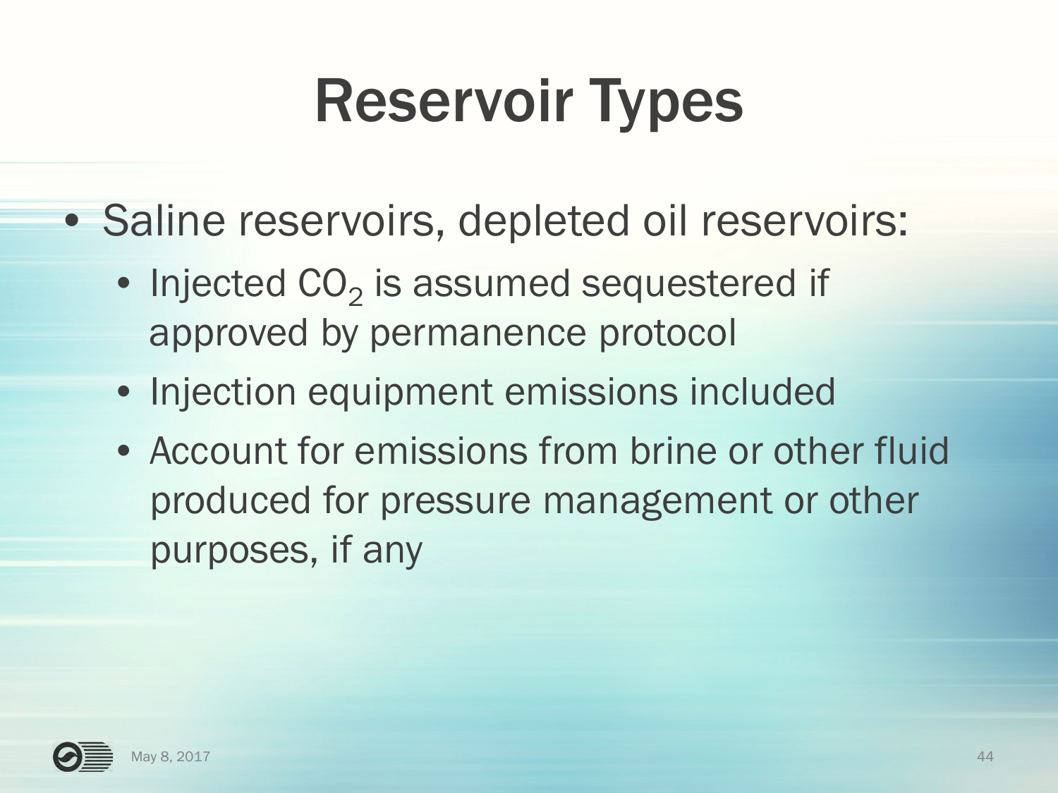# Reservoir Types

- Saline reservoirs, depleted oil reservoirs:
  - Injected $CO_2$ is assumed sequestered if approved by permanence protocol
  - Injection equipment emissions included
  - Account for emissions from brine or other fluid produced for pressure management or other purposes, if any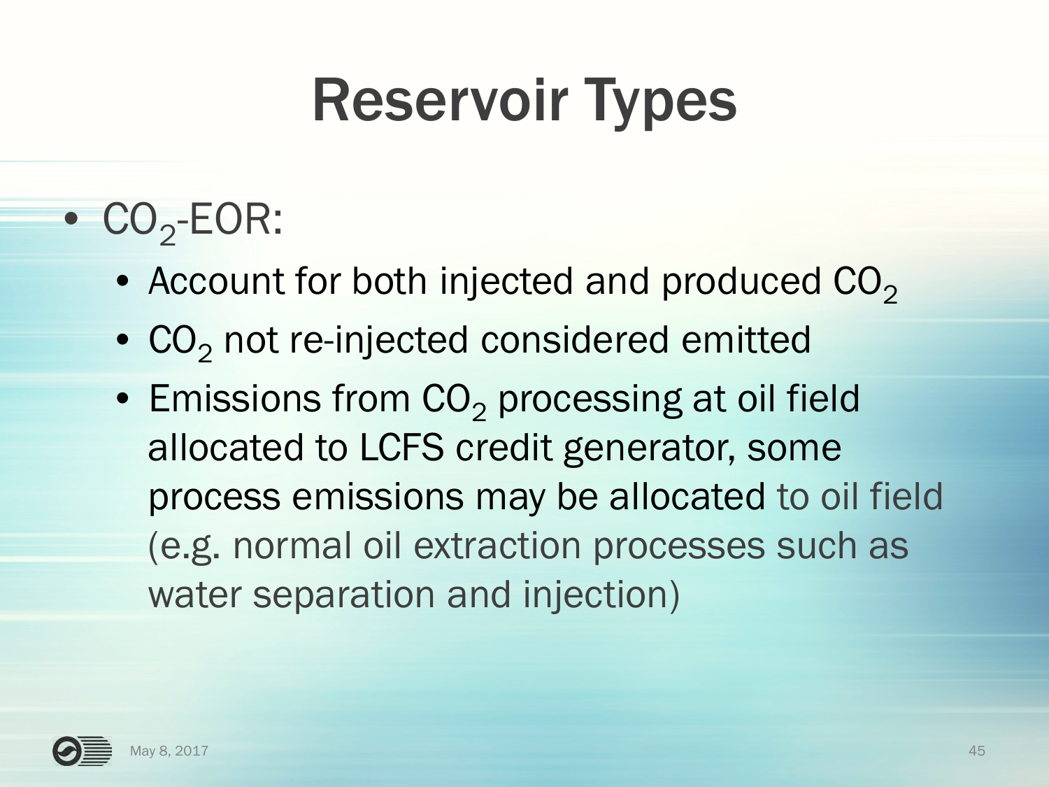# Reservoir Types

- $CO_2$-EOR:
  - Account for both injected and produced $CO_2$
  - $CO_2$ not re-injected considered emitted
  - Emissions from $CO_2$ processing at oil field allocated to LCFS credit generator, some process emissions may be allocated to oil field (e.g. normal oil extraction processes such as water separation and injection)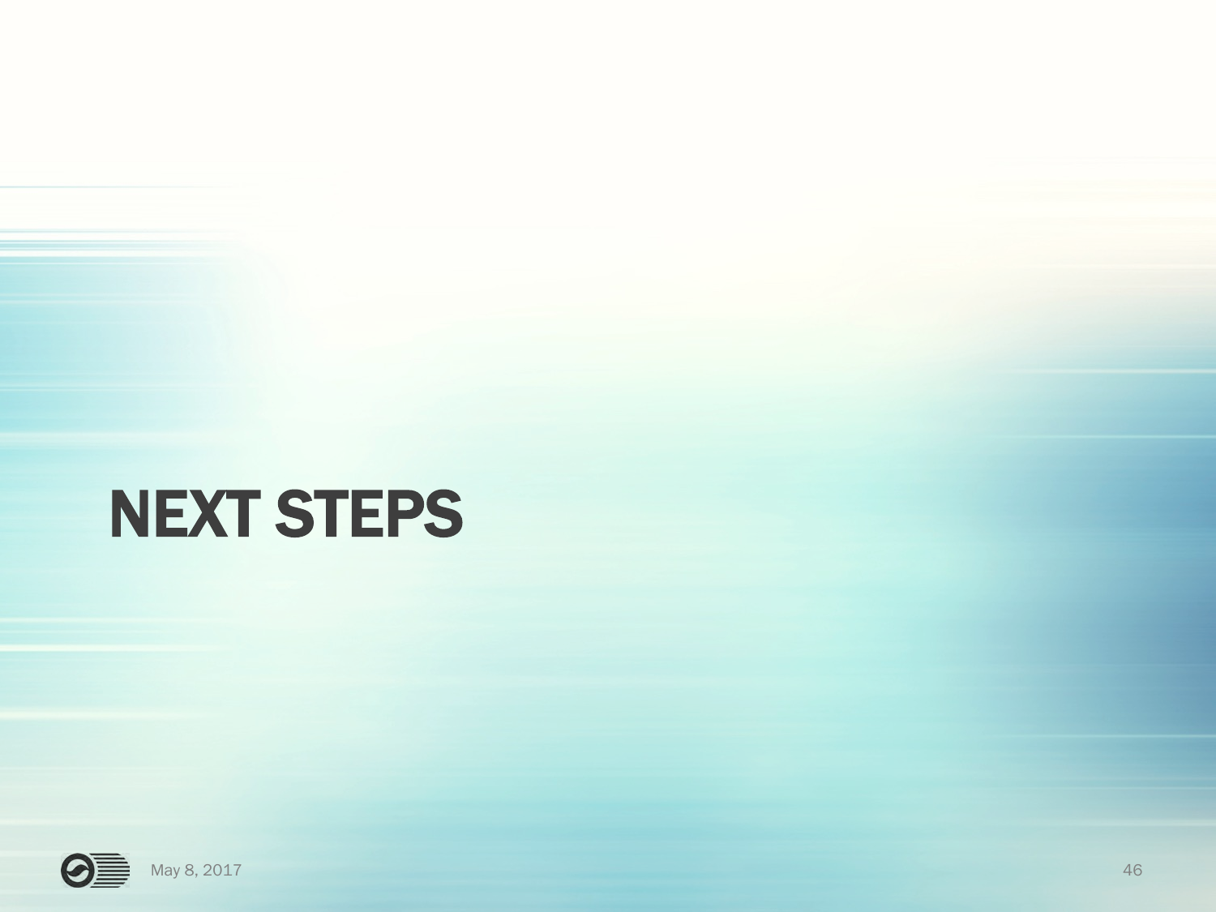# NEXT STEPS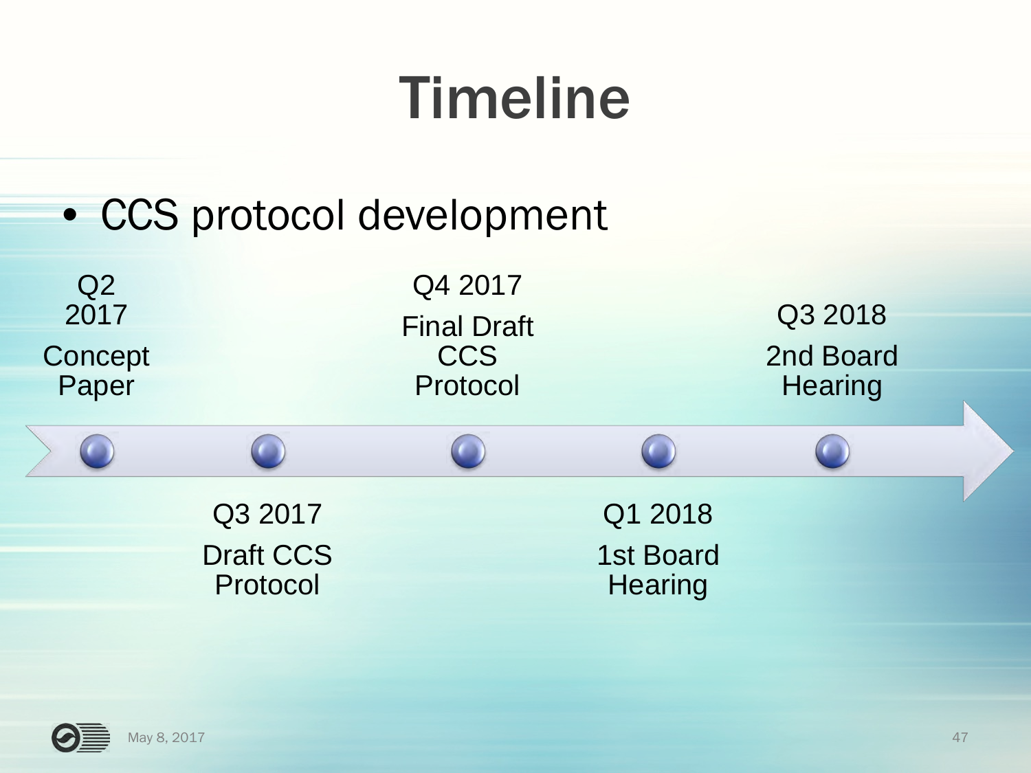# Timeline

- CCS protocol development

| Date | Milestone |
| --- | --- |
| Q2 2017 | Concept Paper |
| Q3 2017 | Draft CCS Protocol |
| Q4 2017 | Final Draft CCS Protocol |
| Q1 2018 | 1st Board Hearing |
| Q3 2018 | 2nd Board Hearing |

May 8, 2017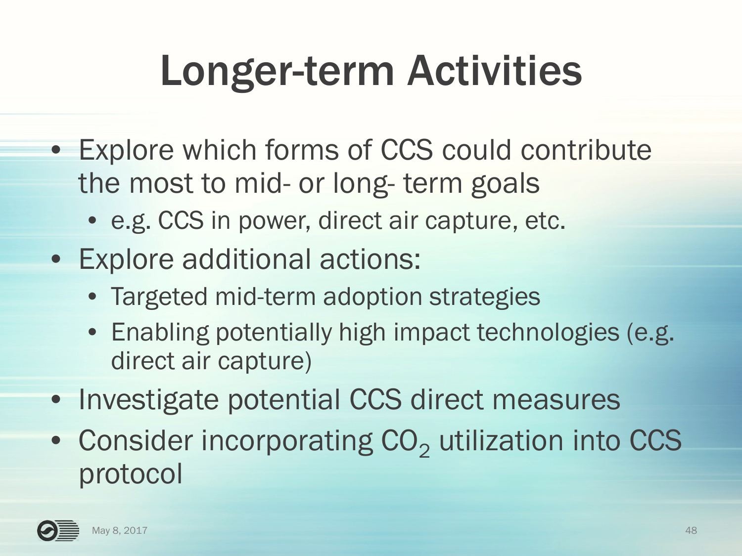# Longer-term Activities

- Explore which forms of CCS could contribute the most to mid- or long- term goals
  - e.g. CCS in power, direct air capture, etc.
- Explore additional actions:
  - Targeted mid-term adoption strategies
  - Enabling potentially high impact technologies (e.g. direct air capture)
- Investigate potential CCS direct measures
- Consider incorporating $CO_2$ utilization into CCS protocol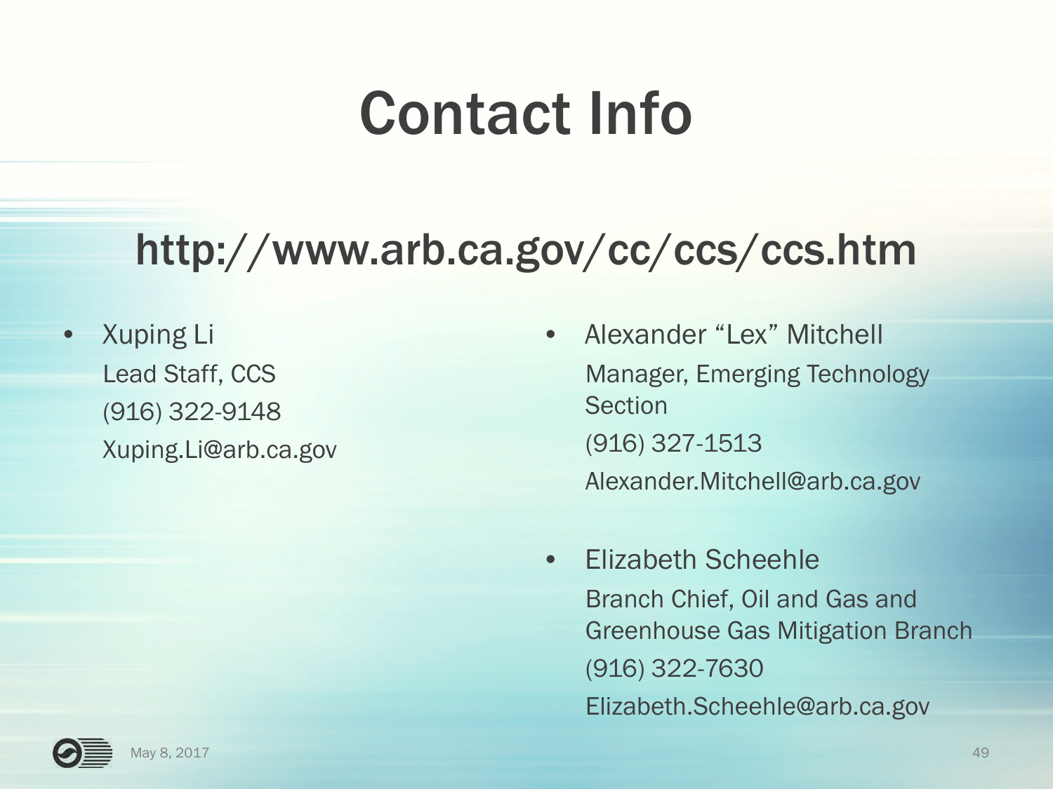# Contact Info

## http://www.arb.ca.gov/cc/ccs/ccs.htm

- Xuping Li
  Lead Staff, CCS
  (916) 322-9148
  Xuping.Li@arb.ca.gov

- Alexander "Lex" Mitchell
  Manager, Emerging Technology Section
  (916) 327-1513
  Alexander.Mitchell@arb.ca.gov

- Elizabeth Scheehle
  Branch Chief, Oil and Gas and Greenhouse Gas Mitigation Branch
  (916) 322-7630
  Elizabeth.Scheehle@arb.ca.gov

May 8, 2017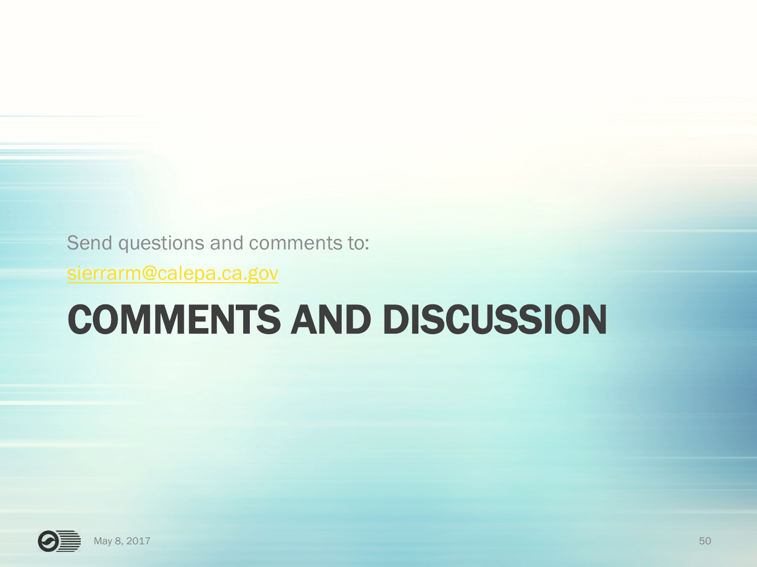Send questions and comments to:

sierrarm@calepa.ca.gov

# COMMENTS AND DISCUSSION